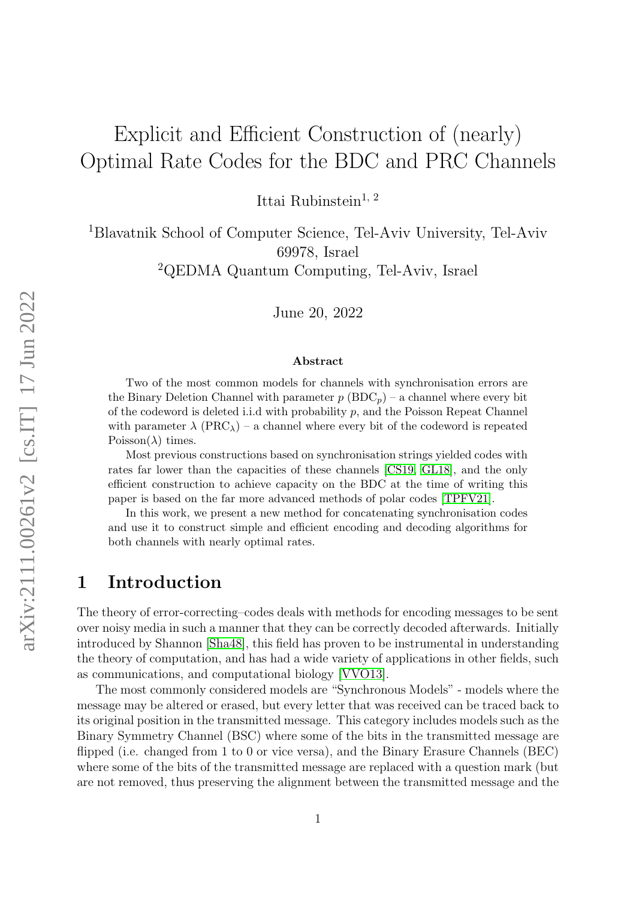# Explicit and Efficient Construction of (nearly) Optimal Rate Codes for the BDC and PRC Channels

Ittai Rubinstein[1, 2]

[1]Blavatnik School of Computer Science, Tel-Aviv University, Tel-Aviv 69978, Israel

[2]QEDMA Quantum Computing, Tel-Aviv, Israel

June 20, 2022

### Abstract

Two of the most common models for channels with synchronisation errors are the Binary Deletion Channel with parameter $p$ ($\text{BDC}_p$) – a channel where every bit of the codeword is deleted i.i.d with probability $p$, and the Poisson Repeat Channel with parameter $\lambda$ ($\text{PRC}_\lambda$) – a channel where every bit of the codeword is repeated Poisson($\lambda$) times.

Most previous constructions based on synchronisation strings yielded codes with rates far lower than the capacities of these channels [CS19, GL18], and the only efficient construction to achieve capacity on the BDC at the time of writing this paper is based on the far more advanced methods of polar codes [TPFV21].

In this work, we present a new method for concatenating synchronisation codes and use it to construct simple and efficient encoding and decoding algorithms for both channels with nearly optimal rates.

## 1 Introduction

The theory of error-correcting–codes deals with methods for encoding messages to be sent over noisy media in such a manner that they can be correctly decoded afterwards. Initially introduced by Shannon [Sha48], this field has proven to be instrumental in understanding the theory of computation, and has had a wide variety of applications in other fields, such as communications, and computational biology [VVO13].

The most commonly considered models are "Synchronous Models" - models where the message may be altered or erased, but every letter that was received can be traced back to its original position in the transmitted message. This category includes models such as the Binary Symmetry Channel (BSC) where some of the bits in the transmitted message are flipped (i.e. changed from 1 to 0 or vice versa), and the Binary Erasure Channels (BEC) where some of the bits of the transmitted message are replaced with a question mark (but are not removed, thus preserving the alignment between the transmitted message and the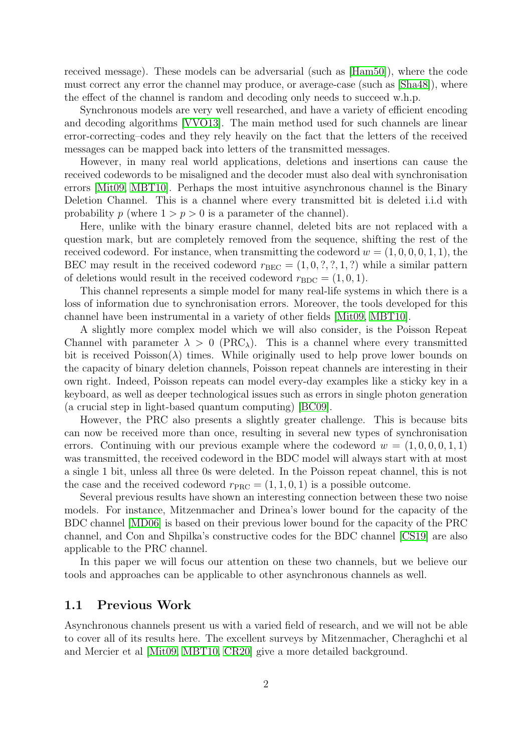received message). These models can be adversarial (such as [Ham50]), where the code must correct any error the channel may produce, or average-case (such as [Sha48]), where the effect of the channel is random and decoding only needs to succeed w.h.p.

Synchronous models are very well researched, and have a variety of efficient encoding and decoding algorithms [VVO13]. The main method used for such channels are linear error-correcting–codes and they rely heavily on the fact that the letters of the received messages can be mapped back into letters of the transmitted messages.

However, in many real world applications, deletions and insertions can cause the received codewords to be misaligned and the decoder must also deal with synchronisation errors [Mit09, MBT10]. Perhaps the most intuitive asynchronous channel is the Binary Deletion Channel. This is a channel where every transmitted bit is deleted i.i.d with probability $p$ (where $1 > p > 0$ is a parameter of the channel).

Here, unlike with the binary erasure channel, deleted bits are not replaced with a question mark, but are completely removed from the sequence, shifting the rest of the received codeword. For instance, when transmitting the codeword $w = (1, 0, 0, 0, 1, 1)$, the BEC may result in the received codeword $r_{\mathrm{BEC}} = (1, 0, ?, ?, 1, ?)$ while a similar pattern of deletions would result in the received codeword $r_{\mathrm{BDC}} = (1, 0, 1)$.

This channel represents a simple model for many real-life systems in which there is a loss of information due to synchronisation errors. Moreover, the tools developed for this channel have been instrumental in a variety of other fields [Mit09, MBT10].

A slightly more complex model which we will also consider, is the Poisson Repeat Channel with parameter $\lambda > 0$ ($\mathrm{PRC}_\lambda$). This is a channel where every transmitted bit is received Poisson($\lambda$) times. While originally used to help prove lower bounds on the capacity of binary deletion channels, Poisson repeat channels are interesting in their own right. Indeed, Poisson repeats can model every-day examples like a sticky key in a keyboard, as well as deeper technological issues such as errors in single photon generation (a crucial step in light-based quantum computing) [BC09].

However, the PRC also presents a slightly greater challenge. This is because bits can now be received more than once, resulting in several new types of synchronisation errors. Continuing with our previous example where the codeword $w = (1, 0, 0, 0, 1, 1)$ was transmitted, the received codeword in the BDC model will always start with at most a single 1 bit, unless all three 0s were deleted. In the Poisson repeat channel, this is not the case and the received codeword $r_{\mathrm{PRC}} = (1, 1, 0, 1)$ is a possible outcome.

Several previous results have shown an interesting connection between these two noise models. For instance, Mitzenmacher and Drinea's lower bound for the capacity of the BDC channel [MD06] is based on their previous lower bound for the capacity of the PRC channel, and Con and Shpilka's constructive codes for the BDC channel [CS19] are also applicable to the PRC channel.

In this paper we will focus our attention on these two channels, but we believe our tools and approaches can be applicable to other asynchronous channels as well.

## 1.1 Previous Work

Asynchronous channels present us with a varied field of research, and we will not be able to cover all of its results here. The excellent surveys by Mitzenmacher, Cheraghchi et al and Mercier et al [Mit09, MBT10, CR20] give a more detailed background.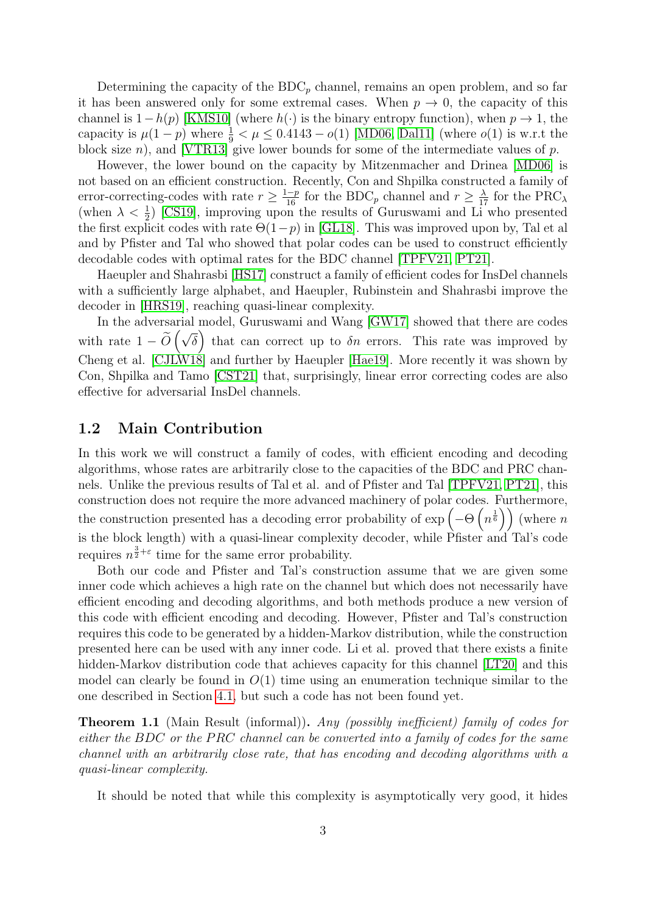Determining the capacity of the $\mathrm{BDC}_p$ channel, remains an open problem, and so far it has been answered only for some extremal cases. When $p \to 0$, the capacity of this channel is $1-h(p)$ [KMS10] (where $h(\cdot)$ is the binary entropy function), when $p \to 1$, the capacity is $\mu(1-p)$ where $\frac{1}{9} < \mu \leq 0.4143 - o(1)$ [MD06, Dal11] (where $o(1)$ is w.r.t the block size $n$), and [VTR13] give lower bounds for some of the intermediate values of $p$.

However, the lower bound on the capacity by Mitzenmacher and Drinea [MD06] is not based on an efficient construction. Recently, Con and Shpilka constructed a family of error-correcting-codes with rate $r \geq \frac{1-p}{16}$ for the $\mathrm{BDC}_p$ channel and $r \geq \frac{\lambda}{17}$ for the $\mathrm{PRC}_\lambda$ (when $\lambda < \frac{1}{2}$) [CS19], improving upon the results of Guruswami and Li who presented the first explicit codes with rate $\Theta(1-p)$ in [GL18]. This was improved upon by, Tal et al and by Pfister and Tal who showed that polar codes can be used to construct efficiently decodable codes with optimal rates for the BDC channel [TPFV21, PT21].

Haeupler and Shahrasbi [HS17] construct a family of efficient codes for InsDel channels with a sufficiently large alphabet, and Haeupler, Rubinstein and Shahrasbi improve the decoder in [HRS19], reaching quasi-linear complexity.

In the adversarial model, Guruswami and Wang [GW17] showed that there are codes with rate $1 - \widetilde{O}\left(\sqrt{\delta}\right)$ that can correct up to $\delta n$ errors. This rate was improved by Cheng et al. [CJLW18] and further by Haeupler [Hae19]. More recently it was shown by Con, Shpilka and Tamo [CST21] that, surprisingly, linear error correcting codes are also effective for adversarial InsDel channels.

## 1.2 Main Contribution

In this work we will construct a family of codes, with efficient encoding and decoding algorithms, whose rates are arbitrarily close to the capacities of the BDC and PRC channels. Unlike the previous results of Tal et al. and of Pfister and Tal [TPFV21, PT21], this construction does not require the more advanced machinery of polar codes. Furthermore, the construction presented has a decoding error probability of $\exp\left(-\Theta\left(n^{\frac{1}{6}}\right)\right)$ (where $n$ is the block length) with a quasi-linear complexity decoder, while Pfister and Tal's code requires $n^{\frac{3}{2}+\varepsilon}$ time for the same error probability.

Both our code and Pfister and Tal's construction assume that we are given some inner code which achieves a high rate on the channel but which does not necessarily have efficient encoding and decoding algorithms, and both methods produce a new version of this code with efficient encoding and decoding. However, Pfister and Tal's construction requires this code to be generated by a hidden-Markov distribution, while the construction presented here can be used with any inner code. Li et al. proved that there exists a finite hidden-Markov distribution code that achieves capacity for this channel [LT20] and this model can clearly be found in $O(1)$ time using an enumeration technique similar to the one described in Section 4.1, but such a code has not been found yet.

**Theorem 1.1** (Main Result (informal))**.** *Any (possibly inefficient) family of codes for either the BDC or the PRC channel can be converted into a family of codes for the same channel with an arbitrarily close rate, that has encoding and decoding algorithms with a quasi-linear complexity.*

It should be noted that while this complexity is asymptotically very good, it hides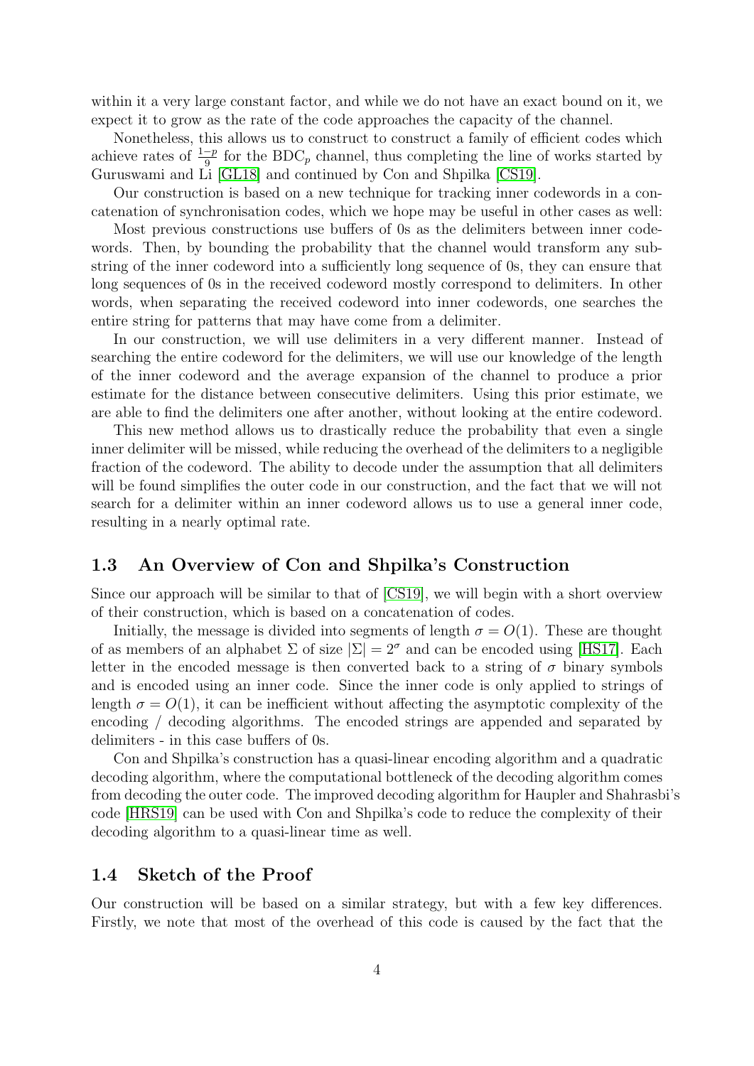within it a very large constant factor, and while we do not have an exact bound on it, we expect it to grow as the rate of the code approaches the capacity of the channel.

Nonetheless, this allows us to construct to construct a family of efficient codes which achieve rates of $\frac{1-p}{9}$ for the $\mathrm{BDC}_p$ channel, thus completing the line of works started by Guruswami and Li [GL18] and continued by Con and Shpilka [CS19].

Our construction is based on a new technique for tracking inner codewords in a concatenation of synchronisation codes, which we hope may be useful in other cases as well:

Most previous constructions use buffers of 0s as the delimiters between inner codewords. Then, by bounding the probability that the channel would transform any substring of the inner codeword into a sufficiently long sequence of 0s, they can ensure that long sequences of 0s in the received codeword mostly correspond to delimiters. In other words, when separating the received codeword into inner codewords, one searches the entire string for patterns that may have come from a delimiter.

In our construction, we will use delimiters in a very different manner. Instead of searching the entire codeword for the delimiters, we will use our knowledge of the length of the inner codeword and the average expansion of the channel to produce a prior estimate for the distance between consecutive delimiters. Using this prior estimate, we are able to find the delimiters one after another, without looking at the entire codeword.

This new method allows us to drastically reduce the probability that even a single inner delimiter will be missed, while reducing the overhead of the delimiters to a negligible fraction of the codeword. The ability to decode under the assumption that all delimiters will be found simplifies the outer code in our construction, and the fact that we will not search for a delimiter within an inner codeword allows us to use a general inner code, resulting in a nearly optimal rate.

## 1.3 An Overview of Con and Shpilka's Construction

Since our approach will be similar to that of [CS19], we will begin with a short overview of their construction, which is based on a concatenation of codes.

Initially, the message is divided into segments of length $\sigma = O(1)$. These are thought of as members of an alphabet $\Sigma$ of size $|\Sigma| = 2^\sigma$ and can be encoded using [HS17]. Each letter in the encoded message is then converted back to a string of $\sigma$ binary symbols and is encoded using an inner code. Since the inner code is only applied to strings of length $\sigma = O(1)$, it can be inefficient without affecting the asymptotic complexity of the encoding / decoding algorithms. The encoded strings are appended and separated by delimiters - in this case buffers of 0s.

Con and Shpilka's construction has a quasi-linear encoding algorithm and a quadratic decoding algorithm, where the computational bottleneck of the decoding algorithm comes from decoding the outer code. The improved decoding algorithm for Haupler and Shahrasbi's code [HRS19] can be used with Con and Shpilka's code to reduce the complexity of their decoding algorithm to a quasi-linear time as well.

## 1.4 Sketch of the Proof

Our construction will be based on a similar strategy, but with a few key differences. Firstly, we note that most of the overhead of this code is caused by the fact that the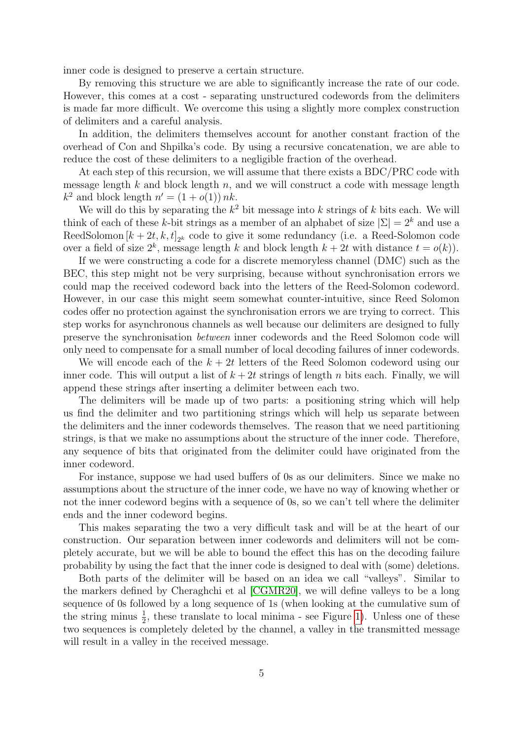inner code is designed to preserve a certain structure.

By removing this structure we are able to significantly increase the rate of our code. However, this comes at a cost - separating unstructured codewords from the delimiters is made far more difficult. We overcome this using a slightly more complex construction of delimiters and a careful analysis.

In addition, the delimiters themselves account for another constant fraction of the overhead of Con and Shpilka's code. By using a recursive concatenation, we are able to reduce the cost of these delimiters to a negligible fraction of the overhead.

At each step of this recursion, we will assume that there exists a BDC/PRC code with message length $k$ and block length $n$, and we will construct a code with message length $k^2$ and block length $n' = (1 + o(1))\, nk$.

We will do this by separating the $k^2$ bit message into $k$ strings of $k$ bits each. We will think of each of these $k$-bit strings as a member of an alphabet of size $|\Sigma| = 2^k$ and use a ReedSolomon $[k + 2t, k, t]_{2^k}$ code to give it some redundancy (i.e. a Reed-Solomon code over a field of size $2^k$, message length $k$ and block length $k + 2t$ with distance $t = o(k)$).

If we were constructing a code for a discrete memoryless channel (DMC) such as the BEC, this step might not be very surprising, because without synchronisation errors we could map the received codeword back into the letters of the Reed-Solomon codeword. However, in our case this might seem somewhat counter-intuitive, since Reed Solomon codes offer no protection against the synchronisation errors we are trying to correct. This step works for asynchronous channels as well because our delimiters are designed to fully preserve the synchronisation *between* inner codewords and the Reed Solomon code will only need to compensate for a small number of local decoding failures of inner codewords.

We will encode each of the $k + 2t$ letters of the Reed Solomon codeword using our inner code. This will output a list of $k + 2t$ strings of length $n$ bits each. Finally, we will append these strings after inserting a delimiter between each two.

The delimiters will be made up of two parts: a positioning string which will help us find the delimiter and two partitioning strings which will help us separate between the delimiters and the inner codewords themselves. The reason that we need partitioning strings, is that we make no assumptions about the structure of the inner code. Therefore, any sequence of bits that originated from the delimiter could have originated from the inner codeword.

For instance, suppose we had used buffers of 0s as our delimiters. Since we make no assumptions about the structure of the inner code, we have no way of knowing whether or not the inner codeword begins with a sequence of 0s, so we can't tell where the delimiter ends and the inner codeword begins.

This makes separating the two a very difficult task and will be at the heart of our construction. Our separation between inner codewords and delimiters will not be completely accurate, but we will be able to bound the effect this has on the decoding failure probability by using the fact that the inner code is designed to deal with (some) deletions.

Both parts of the delimiter will be based on an idea we call "valleys". Similar to the markers defined by Cheraghchi et al [CGMR20], we will define valleys to be a long sequence of 0s followed by a long sequence of 1s (when looking at the cumulative sum of the string minus $\frac{1}{2}$, these translate to local minima - see Figure 1). Unless one of these two sequences is completely deleted by the channel, a valley in the transmitted message will result in a valley in the received message.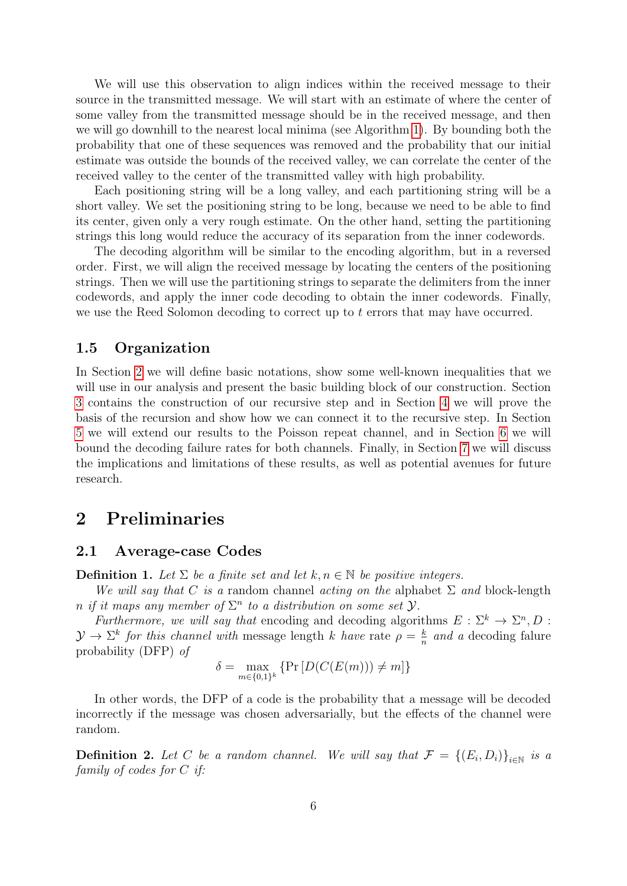We will use this observation to align indices within the received message to their source in the transmitted message. We will start with an estimate of where the center of some valley from the transmitted message should be in the received message, and then we will go downhill to the nearest local minima (see Algorithm 1). By bounding both the probability that one of these sequences was removed and the probability that our initial estimate was outside the bounds of the received valley, we can correlate the center of the received valley to the center of the transmitted valley with high probability.

Each positioning string will be a long valley, and each partitioning string will be a short valley. We set the positioning string to be long, because we need to be able to find its center, given only a very rough estimate. On the other hand, setting the partitioning strings this long would reduce the accuracy of its separation from the inner codewords.

The decoding algorithm will be similar to the encoding algorithm, but in a reversed order. First, we will align the received message by locating the centers of the positioning strings. Then we will use the partitioning strings to separate the delimiters from the inner codewords, and apply the inner code decoding to obtain the inner codewords. Finally, we use the Reed Solomon decoding to correct up to $t$ errors that may have occurred.

### 1.5 Organization

In Section 2 we will define basic notations, show some well-known inequalities that we will use in our analysis and present the basic building block of our construction. Section 3 contains the construction of our recursive step and in Section 4 we will prove the basis of the recursion and show how we can connect it to the recursive step. In Section 5 we will extend our results to the Poisson repeat channel, and in Section 6 we will bound the decoding failure rates for both channels. Finally, in Section 7 we will discuss the implications and limitations of these results, as well as potential avenues for future research.

## 2 Preliminaries

### 2.1 Average-case Codes

**Definition 1.** *Let $\Sigma$ be a finite set and let $k, n \in \mathbb{N}$ be positive integers.*

*We will say that $C$ is a* random channel *acting on the* alphabet *$\Sigma$ and* block-length *$n$ if it maps any member of $\Sigma^n$ to a distribution on some set $\mathcal{Y}$.*

*Furthermore, we will say that* encoding and decoding algorithms *$E : \Sigma^k \to \Sigma^n, D : \mathcal{Y} \to \Sigma^k$ for this channel with* message length *$k$ have* rate *$\rho = \frac{k}{n}$ and a* decoding falure probability (DFP) *of*

$$\delta = \max_{m \in \{0,1\}^k} \{\Pr [D(C(E(m))) \neq m]\}$$

In other words, the DFP of a code is the probability that a message will be decoded incorrectly if the message was chosen adversarially, but the effects of the channel were random.

**Definition 2.** *Let $C$ be a random channel. We will say that $\mathcal{F} = \{(E_i, D_i)\}_{i \in \mathbb{N}}$ is a family of codes for $C$ if:*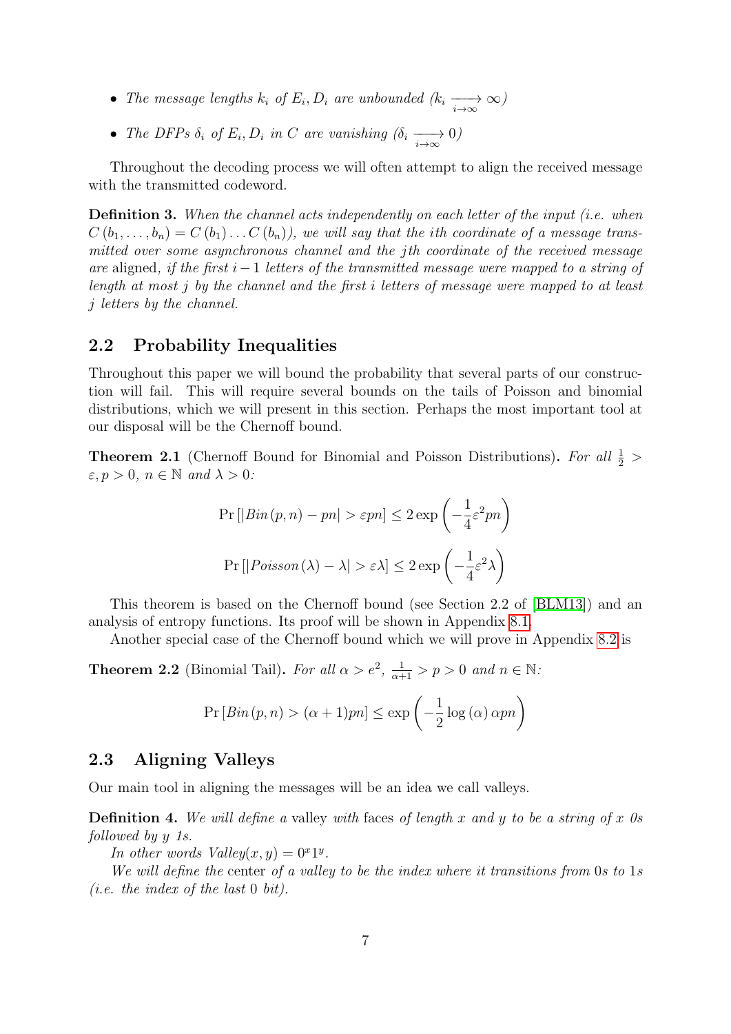- *The message lengths $k_i$ of $E_i, D_i$ are unbounded ($k_i \xrightarrow[i\to\infty]{} \infty$)*
- *The DFPs $\delta_i$ of $E_i, D_i$ in $C$ are vanishing ($\delta_i \xrightarrow[i\to\infty]{} 0$)*

Throughout the decoding process we will often attempt to align the received message with the transmitted codeword.

**Definition 3.** *When the channel acts independently on each letter of the input (i.e. when $C(b_1, \dots, b_n) = C(b_1) \dots C(b_n)$), we will say that the ith coordinate of a message transmitted over some asynchronous channel and the jth coordinate of the received message are* aligned, *if the first $i-1$ letters of the transmitted message were mapped to a string of length at most $j$ by the channel and the first $i$ letters of message were mapped to at least $j$ letters by the channel.*

## 2.2 Probability Inequalities

Throughout this paper we will bound the probability that several parts of our construction will fail. This will require several bounds on the tails of Poisson and binomial distributions, which we will present in this section. Perhaps the most important tool at our disposal will be the Chernoff bound.

**Theorem 2.1** (Chernoff Bound for Binomial and Poisson Distributions)**.** *For all $\frac{1}{2} > \varepsilon, p > 0$, $n \in \mathbb{N}$ and $\lambda > 0$:*

$$\Pr\left[|Bin(p,n) - pn| > \varepsilon pn\right] \leq 2\exp\left(-\frac{1}{4}\varepsilon^2 pn\right)$$

$$\Pr\left[|Poisson(\lambda) - \lambda| > \varepsilon\lambda\right] \leq 2\exp\left(-\frac{1}{4}\varepsilon^2 \lambda\right)$$

This theorem is based on the Chernoff bound (see Section 2.2 of [BLM13]) and an analysis of entropy functions. Its proof will be shown in Appendix 8.1.

Another special case of the Chernoff bound which we will prove in Appendix 8.2 is

**Theorem 2.2** (Binomial Tail)**.** *For all $\alpha > e^2$, $\frac{1}{\alpha+1} > p > 0$ and $n \in \mathbb{N}$:*

$$\Pr\left[Bin(p,n) > (\alpha+1)pn\right] \leq \exp\left(-\frac{1}{2}\log(\alpha)\,\alpha pn\right)$$

## 2.3 Aligning Valleys

Our main tool in aligning the messages will be an idea we call valleys.

**Definition 4.** *We will define a* valley *with* faces *of length $x$ and $y$ to be a string of $x$ 0s followed by $y$ 1s.*

*In other words $Valley(x, y) = 0^x 1^y$.*

*We will define the* center *of a valley to be the index where it transitions from 0s to 1s (i.e. the index of the last 0 bit).*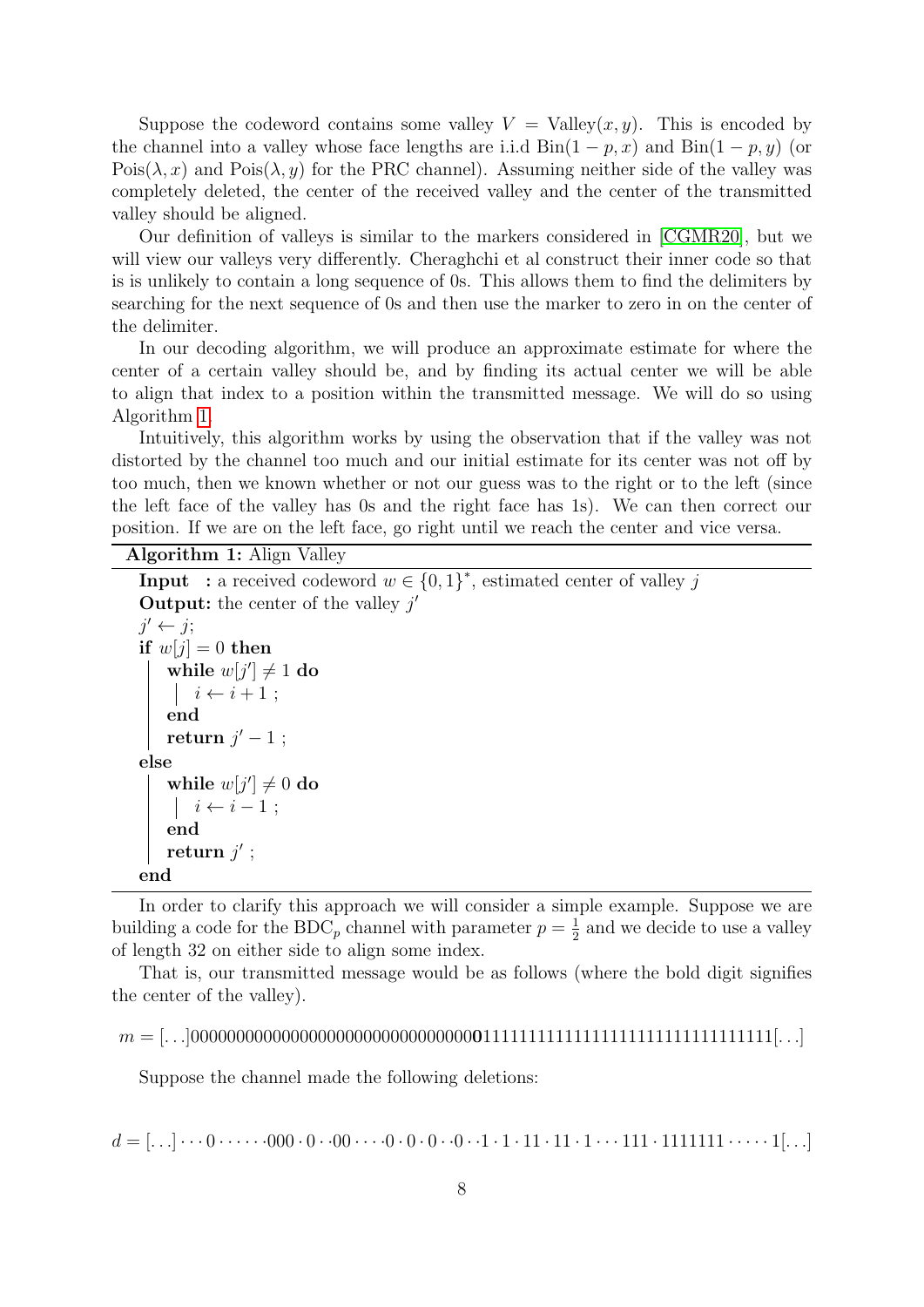Suppose the codeword contains some valley $V = \text{Valley}(x, y)$. This is encoded by the channel into a valley whose face lengths are i.i.d $\text{Bin}(1-p, x)$ and $\text{Bin}(1-p, y)$ (or $\text{Pois}(\lambda, x)$ and $\text{Pois}(\lambda, y)$ for the PRC channel). Assuming neither side of the valley was completely deleted, the center of the received valley and the center of the transmitted valley should be aligned.

Our definition of valleys is similar to the markers considered in [CGMR20], but we will view our valleys very differently. Cheraghchi et al construct their inner code so that is is unlikely to contain a long sequence of 0s. This allows them to find the delimiters by searching for the next sequence of 0s and then use the marker to zero in on the center of the delimiter.

In our decoding algorithm, we will produce an approximate estimate for where the center of a certain valley should be, and by finding its actual center we will be able to align that index to a position within the transmitted message. We will do so using Algorithm 1.

Intuitively, this algorithm works by using the observation that if the valley was not distorted by the channel too much and our initial estimate for its center was not off by too much, then we known whether or not our guess was to the right or to the left (since the left face of the valley has 0s and the right face has 1s). We can then correct our position. If we are on the left face, go right until we reach the center and vice versa.

**Algorithm 1:** Align Valley

**Input** : a received codeword $w \in \{0,1\}^*$, estimated center of valley $j$
**Output:** the center of the valley $j'$

```
j' ← j;
if w[j] = 0 then
    while w[j'] ≠ 1 do
        i ← i + 1 ;
    end
    return j' − 1 ;
else
    while w[j'] ≠ 0 do
        i ← i − 1 ;
    end
    return j' ;
end
```

In order to clarify this approach we will consider a simple example. Suppose we are building a code for the $\text{BDC}_p$ channel with parameter $p = \frac{1}{2}$ and we decide to use a valley of length 32 on either side to align some index.

That is, our transmitted message would be as follows (where the bold digit signifies the center of the valley).

$$m = [\ldots]0000000000000000000000000000000\mathbf{0}11111111111111111111111111111111[\ldots]$$

Suppose the channel made the following deletions:

$$d = [\ldots]\cdots0\cdots\cdots000\cdot0\cdot\cdot00\cdots\cdot0\cdot0\cdot0\cdot\cdot0\cdot\cdot1\cdot1\cdot11\cdot11\cdot1\cdots111\cdot1111111\cdots\cdots1[\ldots]$$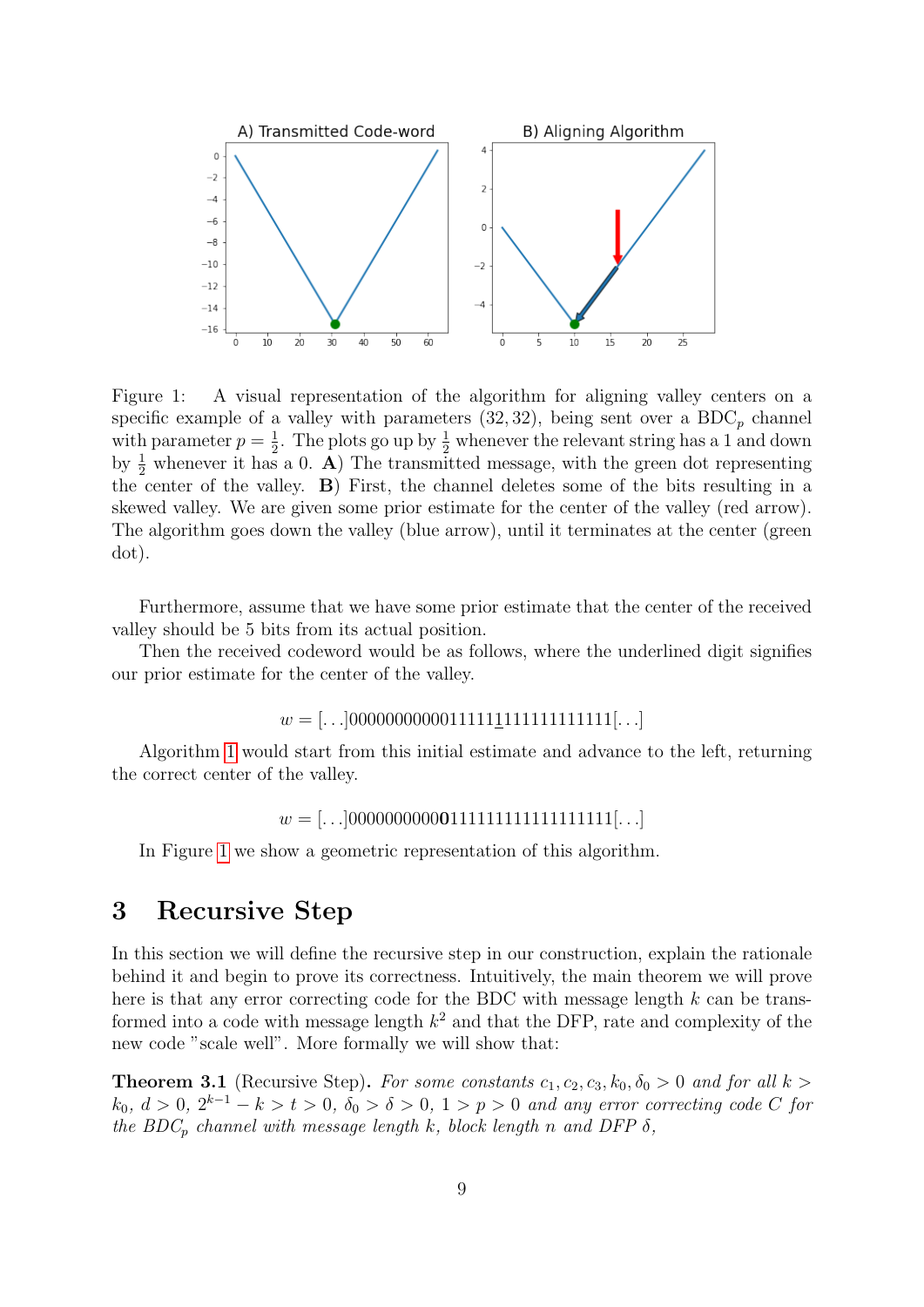Figure 1: A visual representation of the algorithm for aligning valley centers on a specific example of a valley with parameters $(32, 32)$, being sent over a $\text{BDC}_p$ channel with parameter $p = \frac{1}{2}$. The plots go up by $\frac{1}{2}$ whenever the relevant string has a 1 and down by $\frac{1}{2}$ whenever it has a 0. **A**) The transmitted message, with the green dot representing the center of the valley. **B**) First, the channel deletes some of the bits resulting in a skewed valley. We are given some prior estimate for the center of the valley (red arrow). The algorithm goes down the valley (blue arrow), until it terminates at the center (green dot).

Furthermore, assume that we have some prior estimate that the center of the received valley should be 5 bits from its actual position.

Then the received codeword would be as follows, where the underlined digit signifies our prior estimate for the center of the valley.

$$w = [\ldots]00000000000111111\underline{1}111111111111[\ldots]$$

Algorithm 1 would start from this initial estimate and advance to the left, returning the correct center of the valley.

$$w = [\ldots]0000000000\mathbf{0}1111111111111111111[\ldots]$$

In Figure 1 we show a geometric representation of this algorithm.

# 3 Recursive Step

In this section we will define the recursive step in our construction, explain the rationale behind it and begin to prove its correctness. Intuitively, the main theorem we will prove here is that any error correcting code for the BDC with message length $k$ can be transformed into a code with message length $k^2$ and that the DFP, rate and complexity of the new code "scale well". More formally we will show that:

**Theorem 3.1** (Recursive Step)**.** *For some constants $c_1, c_2, c_3, k_0, \delta_0 > 0$ and for all $k > k_0$, $d > 0$, $2^{k-1} - k > t > 0$, $\delta_0 > \delta > 0$, $1 > p > 0$ and any error correcting code $C$ for the $\text{BDC}_p$ channel with message length $k$, block length $n$ and DFP $\delta$,*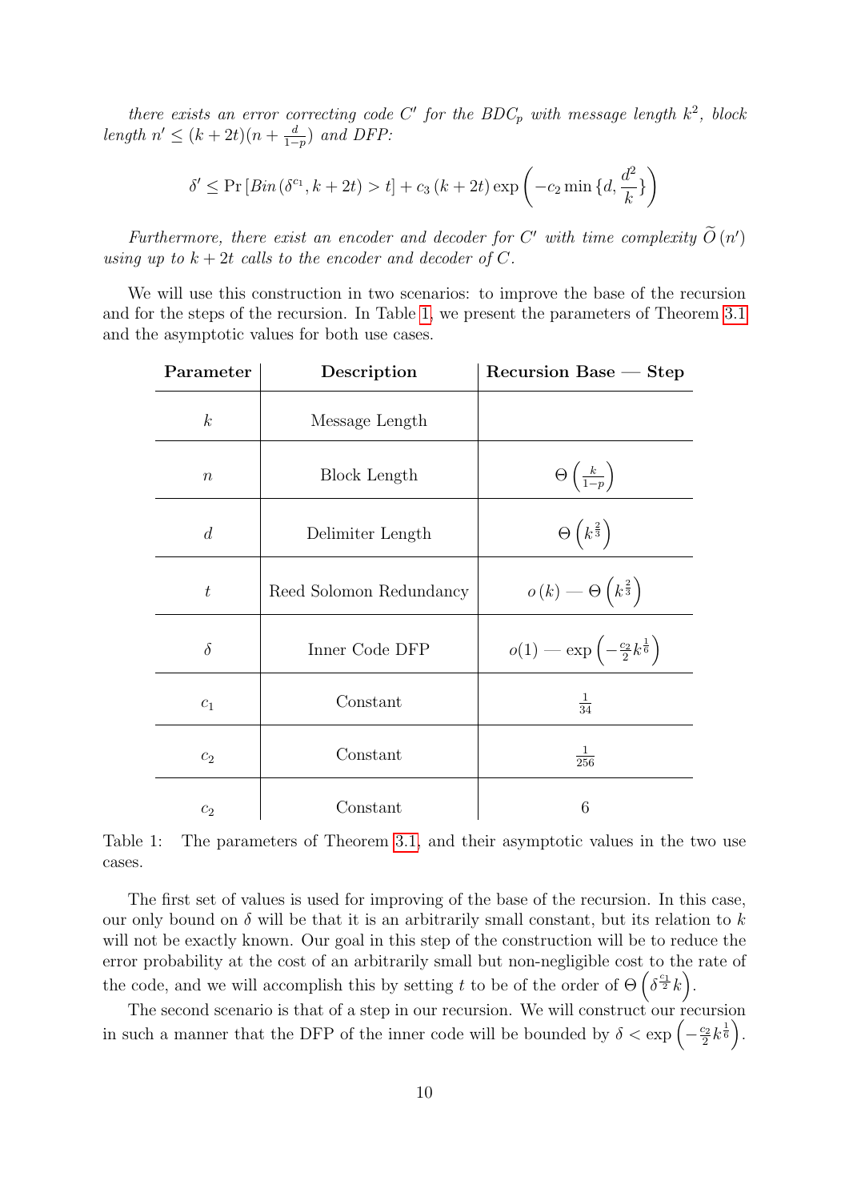*there exists an error correcting code $C'$ for the $BDC_p$ with message length $k^2$, block length $n' \leq (k+2t)(n+\frac{d}{1-p})$ and DFP:*

$$\delta' \leq \Pr\left[Bin\left(\delta^{c_1}, k+2t\right) > t\right] + c_3\left(k+2t\right)\exp\left(-c_2 \min\{d, \frac{d^2}{k}\}\right)$$

*Furthermore, there exist an encoder and decoder for $C'$ with time complexity $\widetilde{O}\left(n'\right)$ using up to $k+2t$ calls to the encoder and decoder of $C$.*

We will use this construction in two scenarios: to improve the base of the recursion and for the steps of the recursion. In Table 1, we present the parameters of Theorem 3.1 and the asymptotic values for both use cases.

| Parameter | Description | Recursion Base — Step |
|---|---|---|
| $k$ | Message Length | |
| $n$ | Block Length | $\Theta\left(\frac{k}{1-p}\right)$ |
| $d$ | Delimiter Length | $\Theta\left(k^{\frac{2}{3}}\right)$ |
| $t$ | Reed Solomon Redundancy | $o\left(k\right)$ — $\Theta\left(k^{\frac{2}{3}}\right)$ |
| $\delta$ | Inner Code DFP | $o(1)$ — $\exp\left(-\frac{c_2}{2}k^{\frac{1}{6}}\right)$ |
| $c_1$ | Constant | $\frac{1}{34}$ |
| $c_2$ | Constant | $\frac{1}{256}$ |
| $c_2$ | Constant | 6 |

Table 1: The parameters of Theorem 3.1, and their asymptotic values in the two use cases.

The first set of values is used for improving of the base of the recursion. In this case, our only bound on $\delta$ will be that it is an arbitrarily small constant, but its relation to $k$ will not be exactly known. Our goal in this step of the construction will be to reduce the error probability at the cost of an arbitrarily small but non-negligible cost to the rate of the code, and we will accomplish this by setting $t$ to be of the order of $\Theta\left(\delta^{\frac{c_1}{2}}k\right)$.

The second scenario is that of a step in our recursion. We will construct our recursion in such a manner that the DFP of the inner code will be bounded by $\delta < \exp\left(-\frac{c_2}{2}k^{\frac{1}{6}}\right)$.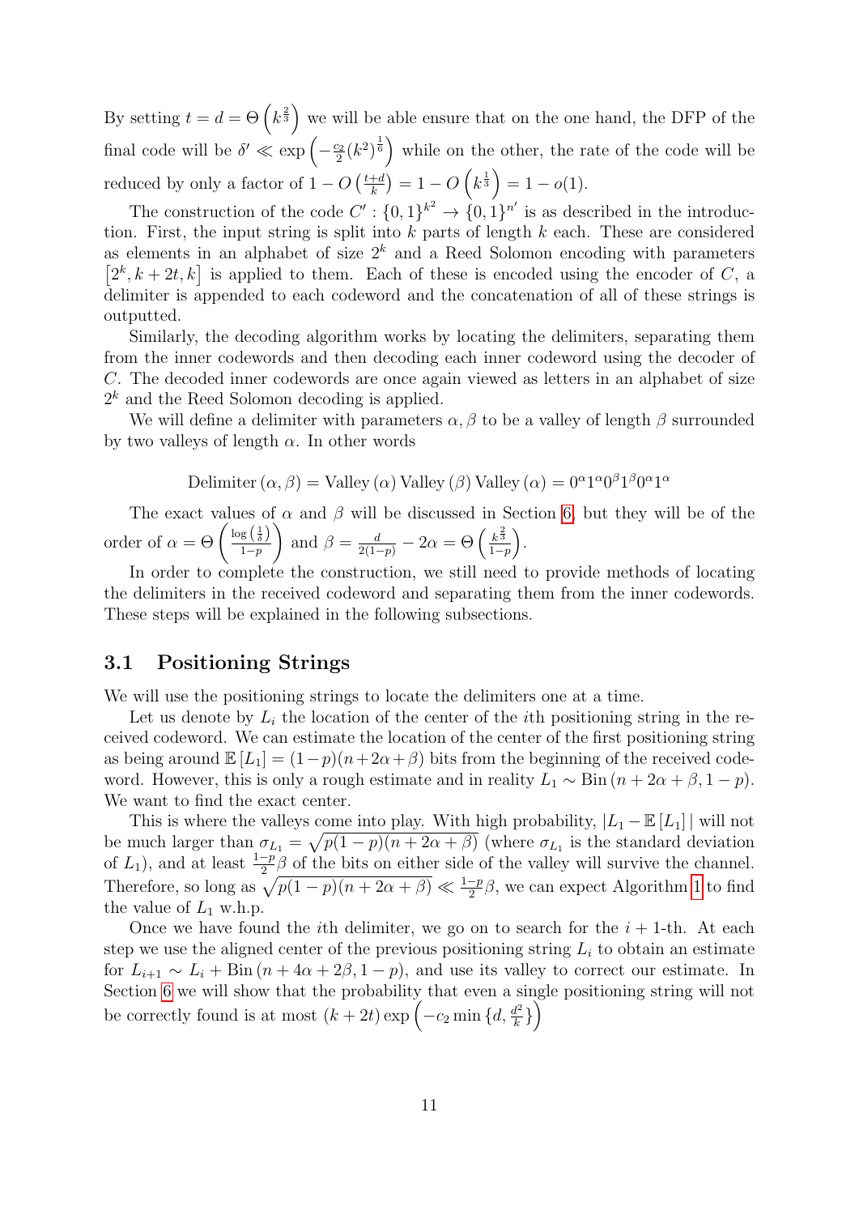By setting $t = d = \Theta\left(k^{\frac{2}{3}}\right)$ we will be able ensure that on the one hand, the DFP of the final code will be $\delta' \ll \exp\left(-\frac{c_2}{2}(k^2)^{\frac{1}{6}}\right)$ while on the other, the rate of the code will be reduced by only a factor of $1 - O\left(\frac{t+d}{k}\right) = 1 - O\left(k^{\frac{1}{3}}\right) = 1 - o(1)$.

The construction of the code $C' : \{0,1\}^{k^2} \to \{0,1\}^{n'}$ is as described in the introduction. First, the input string is split into $k$ parts of length $k$ each. These are considered as elements in an alphabet of size $2^k$ and a Reed Solomon encoding with parameters $\left[2^k, k+2t, k\right]$ is applied to them. Each of these is encoded using the encoder of $C$, a delimiter is appended to each codeword and the concatenation of all of these strings is outputted.

Similarly, the decoding algorithm works by locating the delimiters, separating them from the inner codewords and then decoding each inner codeword using the decoder of $C$. The decoded inner codewords are once again viewed as letters in an alphabet of size $2^k$ and the Reed Solomon decoding is applied.

We will define a delimiter with parameters $\alpha, \beta$ to be a valley of length $\beta$ surrounded by two valleys of length $\alpha$. In other words

$$\text{Delimiter}(\alpha, \beta) = \text{Valley}(\alpha)\,\text{Valley}(\beta)\,\text{Valley}(\alpha) = 0^\alpha 1^\alpha 0^\beta 1^\beta 0^\alpha 1^\alpha$$

The exact values of $\alpha$ and $\beta$ will be discussed in Section 6, but they will be of the order of $\alpha = \Theta\left(\frac{\log\left(\frac{1}{\delta}\right)}{1-p}\right)$ and $\beta = \frac{d}{2(1-p)} - 2\alpha = \Theta\left(\frac{k^{\frac{2}{3}}}{1-p}\right)$.

In order to complete the construction, we still need to provide methods of locating the delimiters in the received codeword and separating them from the inner codewords. These steps will be explained in the following subsections.

## 3.1 Positioning Strings

We will use the positioning strings to locate the delimiters one at a time.

Let us denote by $L_i$ the location of the center of the $i$th positioning string in the received codeword. We can estimate the location of the center of the first positioning string as being around $\mathbb{E}[L_1] = (1-p)(n+2\alpha+\beta)$ bits from the beginning of the received codeword. However, this is only a rough estimate and in reality $L_1 \sim \text{Bin}(n+2\alpha+\beta, 1-p)$. We want to find the exact center.

This is where the valleys come into play. With high probability, $|L_1 - \mathbb{E}[L_1]|$ will not be much larger than $\sigma_{L_1} = \sqrt{p(1-p)(n+2\alpha+\beta)}$ (where $\sigma_{L_1}$ is the standard deviation of $L_1$), and at least $\frac{1-p}{2}\beta$ of the bits on either side of the valley will survive the channel. Therefore, so long as $\sqrt{p(1-p)(n+2\alpha+\beta)} \ll \frac{1-p}{2}\beta$, we can expect Algorithm 1 to find the value of $L_1$ w.h.p.

Once we have found the $i$th delimiter, we go on to search for the $i+1$-th. At each step we use the aligned center of the previous positioning string $L_i$ to obtain an estimate for $L_{i+1} \sim L_i + \text{Bin}(n+4\alpha+2\beta, 1-p)$, and use its valley to correct our estimate. In Section 6 we will show that the probability that even a single positioning string will not be correctly found is at most $(k+2t)\exp\left(-c_2 \min\{d, \frac{d^2}{k}\}\right)$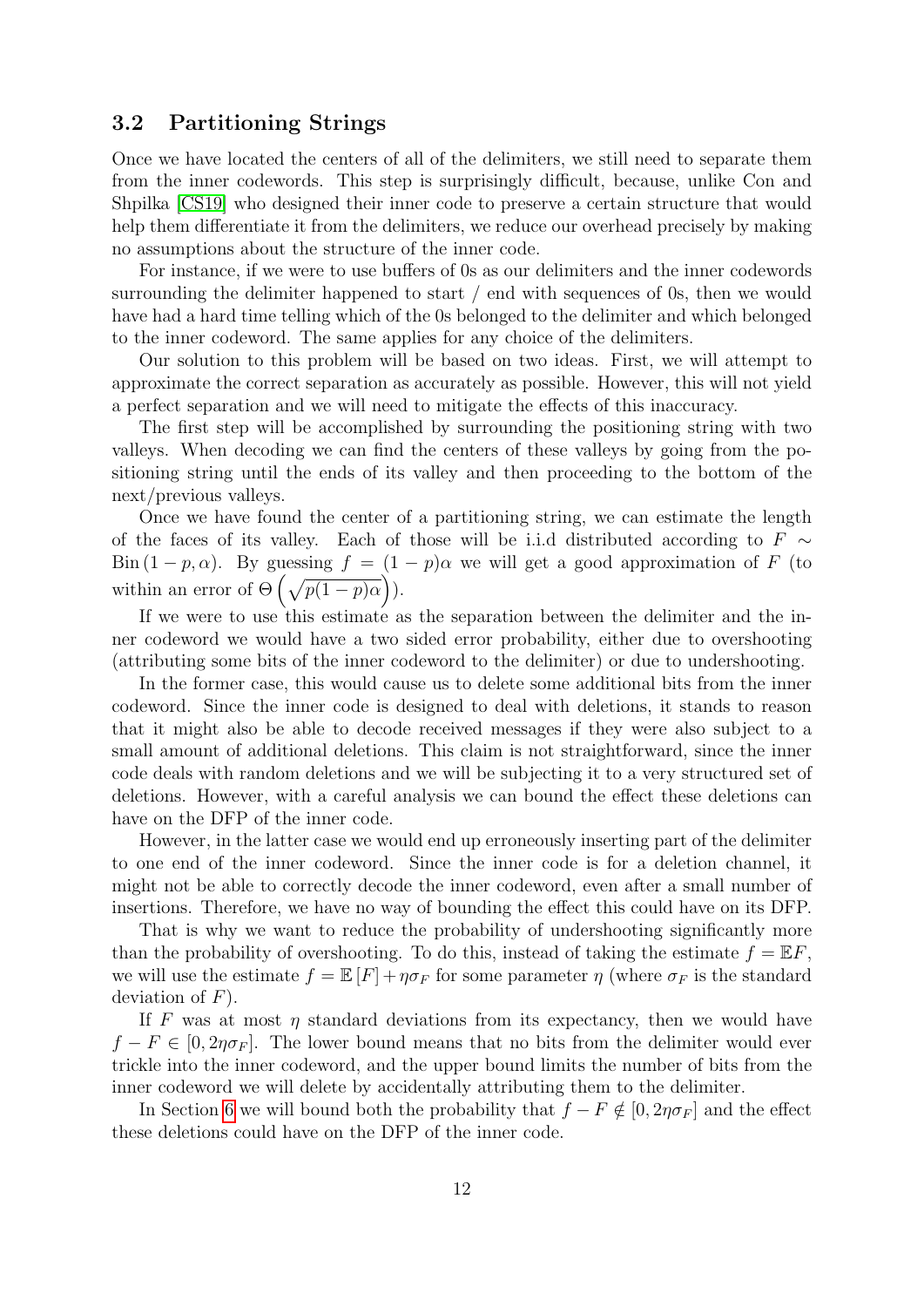### 3.2 Partitioning Strings

Once we have located the centers of all of the delimiters, we still need to separate them from the inner codewords. This step is surprisingly difficult, because, unlike Con and Shpilka [CS19] who designed their inner code to preserve a certain structure that would help them differentiate it from the delimiters, we reduce our overhead precisely by making no assumptions about the structure of the inner code.

For instance, if we were to use buffers of 0s as our delimiters and the inner codewords surrounding the delimiter happened to start / end with sequences of 0s, then we would have had a hard time telling which of the 0s belonged to the delimiter and which belonged to the inner codeword. The same applies for any choice of the delimiters.

Our solution to this problem will be based on two ideas. First, we will attempt to approximate the correct separation as accurately as possible. However, this will not yield a perfect separation and we will need to mitigate the effects of this inaccuracy.

The first step will be accomplished by surrounding the positioning string with two valleys. When decoding we can find the centers of these valleys by going from the positioning string until the ends of its valley and then proceeding to the bottom of the next/previous valleys.

Once we have found the center of a partitioning string, we can estimate the length of the faces of its valley. Each of those will be i.i.d distributed according to $F \sim \text{Bin}(1-p, \alpha)$. By guessing $f = (1-p)\alpha$ we will get a good approximation of $F$ (to within an error of $\Theta\left(\sqrt{p(1-p)\alpha}\right)$).

If we were to use this estimate as the separation between the delimiter and the inner codeword we would have a two sided error probability, either due to overshooting (attributing some bits of the inner codeword to the delimiter) or due to undershooting.

In the former case, this would cause us to delete some additional bits from the inner codeword. Since the inner code is designed to deal with deletions, it stands to reason that it might also be able to decode received messages if they were also subject to a small amount of additional deletions. This claim is not straightforward, since the inner code deals with random deletions and we will be subjecting it to a very structured set of deletions. However, with a careful analysis we can bound the effect these deletions can have on the DFP of the inner code.

However, in the latter case we would end up erroneously inserting part of the delimiter to one end of the inner codeword. Since the inner code is for a deletion channel, it might not be able to correctly decode the inner codeword, even after a small number of insertions. Therefore, we have no way of bounding the effect this could have on its DFP.

That is why we want to reduce the probability of undershooting significantly more than the probability of overshooting. To do this, instead of taking the estimate $f = \mathbb{E}F$, we will use the estimate $f = \mathbb{E}[F] + \eta\sigma_F$ for some parameter $\eta$ (where $\sigma_F$ is the standard deviation of $F$).

If $F$ was at most $\eta$ standard deviations from its expectancy, then we would have $f - F \in [0, 2\eta\sigma_F]$. The lower bound means that no bits from the delimiter would ever trickle into the inner codeword, and the upper bound limits the number of bits from the inner codeword we will delete by accidentally attributing them to the delimiter.

In Section 6 we will bound both the probability that $f - F \notin [0, 2\eta\sigma_F]$ and the effect these deletions could have on the DFP of the inner code.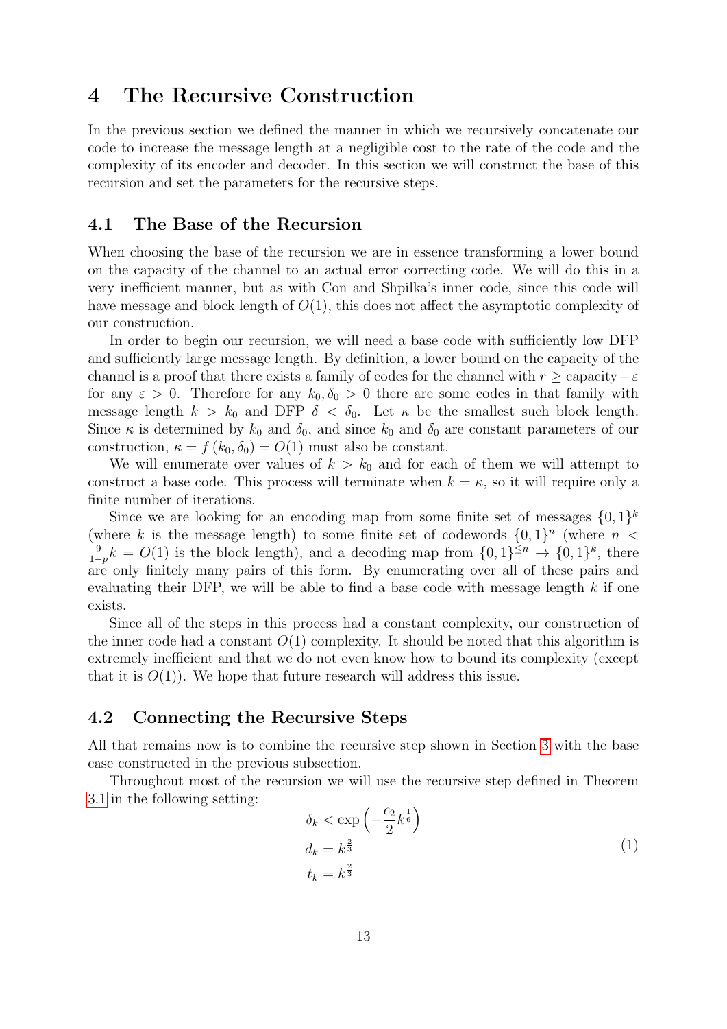# 4 The Recursive Construction

In the previous section we defined the manner in which we recursively concatenate our code to increase the message length at a negligible cost to the rate of the code and the complexity of its encoder and decoder. In this section we will construct the base of this recursion and set the parameters for the recursive steps.

## 4.1 The Base of the Recursion

When choosing the base of the recursion we are in essence transforming a lower bound on the capacity of the channel to an actual error correcting code. We will do this in a very inefficient manner, but as with Con and Shpilka's inner code, since this code will have message and block length of $O(1)$, this does not affect the asymptotic complexity of our construction.

In order to begin our recursion, we will need a base code with sufficiently low DFP and sufficiently large message length. By definition, a lower bound on the capacity of the channel is a proof that there exists a family of codes for the channel with $r \geq \text{capacity} - \varepsilon$ for any $\varepsilon > 0$. Therefore for any $k_0, \delta_0 > 0$ there are some codes in that family with message length $k > k_0$ and DFP $\delta < \delta_0$. Let $\kappa$ be the smallest such block length. Since $\kappa$ is determined by $k_0$ and $\delta_0$, and since $k_0$ and $\delta_0$ are constant parameters of our construction, $\kappa = f(k_0, \delta_0) = O(1)$ must also be constant.

We will enumerate over values of $k > k_0$ and for each of them we will attempt to construct a base code. This process will terminate when $k = \kappa$, so it will require only a finite number of iterations.

Since we are looking for an encoding map from some finite set of messages $\{0,1\}^k$ (where $k$ is the message length) to some finite set of codewords $\{0,1\}^n$ (where $n < \frac{9}{1-p}k = O(1)$ is the block length), and a decoding map from $\{0,1\}^{\leq n} \to \{0,1\}^k$, there are only finitely many pairs of this form. By enumerating over all of these pairs and evaluating their DFP, we will be able to find a base code with message length $k$ if one exists.

Since all of the steps in this process had a constant complexity, our construction of the inner code had a constant $O(1)$ complexity. It should be noted that this algorithm is extremely inefficient and that we do not even know how to bound its complexity (except that it is $O(1)$). We hope that future research will address this issue.

## 4.2 Connecting the Recursive Steps

All that remains now is to combine the recursive step shown in Section 3 with the base case constructed in the previous subsection.

Throughout most of the recursion we will use the recursive step defined in Theorem 3.1 in the following setting:

$$
\begin{aligned}
\delta_k &< \exp\left(-\frac{c_2}{2}k^{\frac{1}{6}}\right) \\
d_k &= k^{\frac{2}{3}} \\
t_k &= k^{\frac{2}{3}}
\end{aligned}
\tag{1}
$$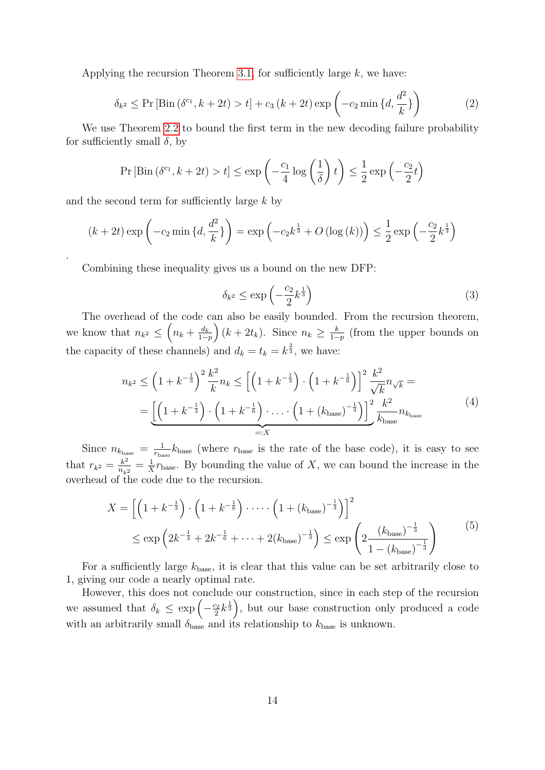Applying the recursion Theorem 3.1, for sufficiently large $k$, we have:

$$\delta_{k^2} \leq \Pr\left[\text{Bin}\left(\delta^{c_1}, k+2t\right) > t\right] + c_3\left(k+2t\right)\exp\left(-c_2 \min\{d, \frac{d^2}{k}\}\right) \tag{2}$$

We use Theorem 2.2 to bound the first term in the new decoding failure probability for sufficiently small $\delta$, by

$$\Pr\left[\text{Bin}\left(\delta^{c_1}, k+2t\right) > t\right] \leq \exp\left(-\frac{c_1}{4}\log\left(\frac{1}{\delta}\right)t\right) \leq \frac{1}{2}\exp\left(-\frac{c_2}{2}t\right)$$

and the second term for sufficiently large $k$ by

$$\left(k+2t\right)\exp\left(-c_2\min\{d, \frac{d^2}{k}\}\right) = \exp\left(-c_2 k^{\frac{1}{3}} + O\left(\log\left(k\right)\right)\right) \leq \frac{1}{2}\exp\left(-\frac{c_2}{2}k^{\frac{1}{3}}\right)$$

.

Combining these inequality gives us a bound on the new DFP:

$$\delta_{k^2} \leq \exp\left(-\frac{c_2}{2}k^{\frac{1}{3}}\right) \tag{3}$$

The overhead of the code can also be easily bounded. From the recursion theorem, we know that $n_{k^2} \leq \left(n_k + \frac{d_k}{1-p}\right)\left(k + 2t_k\right)$. Since $n_k \geq \frac{k}{1-p}$ (from the upper bounds on the capacity of these channels) and $d_k = t_k = k^{\frac{2}{3}}$, we have:

$$\begin{aligned}
n_{k^2} &\leq \left(1+k^{-\frac{1}{3}}\right)^2 \frac{k^2}{k} n_k \leq \left[\left(1+k^{-\frac{1}{3}}\right)\cdot\left(1+k^{-\frac{1}{6}}\right)\right]^2 \frac{k^2}{\sqrt{k}} n_{\sqrt{k}} = \\
&= \underbrace{\left[\left(1+k^{-\frac{1}{3}}\right)\cdot\left(1+k^{-\frac{1}{6}}\right)\cdot \ldots \cdot\left(1+\left(k_{\text{base}}\right)^{-\frac{1}{3}}\right)\right]^2}_{=:X} \frac{k^2}{k_{\text{base}}} n_{k_{\text{base}}}
\end{aligned} \tag{4}$$

Since $n_{k_{\text{base}}} = \frac{1}{r_{\text{base}}}k_{\text{base}}$ (where $r_{\text{base}}$ is the rate of the base code), it is easy to see that $r_{k^2} = \frac{k^2}{n_{k^2}} = \frac{1}{X}r_{\text{base}}$. By bounding the value of $X$, we can bound the increase in the overhead of the code due to the recursion.

$$\begin{aligned}
X &= \left[\left(1+k^{-\frac{1}{3}}\right)\cdot\left(1+k^{-\frac{1}{6}}\right)\cdot \cdots \cdot\left(1+\left(k_{\text{base}}\right)^{-\frac{1}{3}}\right)\right]^2 \\
&\leq \exp\left(2k^{-\frac{1}{3}} + 2k^{-\frac{1}{6}} + \cdots + 2\left(k_{\text{base}}\right)^{-\frac{1}{3}}\right) \leq \exp\left(2\frac{\left(k_{\text{base}}\right)^{-\frac{1}{3}}}{1-\left(k_{\text{base}}\right)^{-\frac{1}{3}}}\right)
\end{aligned} \tag{5}$$

For a sufficiently large $k_{\text{base}}$, it is clear that this value can be set arbitrarily close to 1, giving our code a nearly optimal rate.

However, this does not conclude our construction, since in each step of the recursion we assumed that $\delta_k \leq \exp\left(-\frac{c_2}{2}k^{\frac{1}{3}}\right)$, but our base construction only produced a code with an arbitrarily small $\delta_{\text{base}}$ and its relationship to $k_{\text{base}}$ is unknown.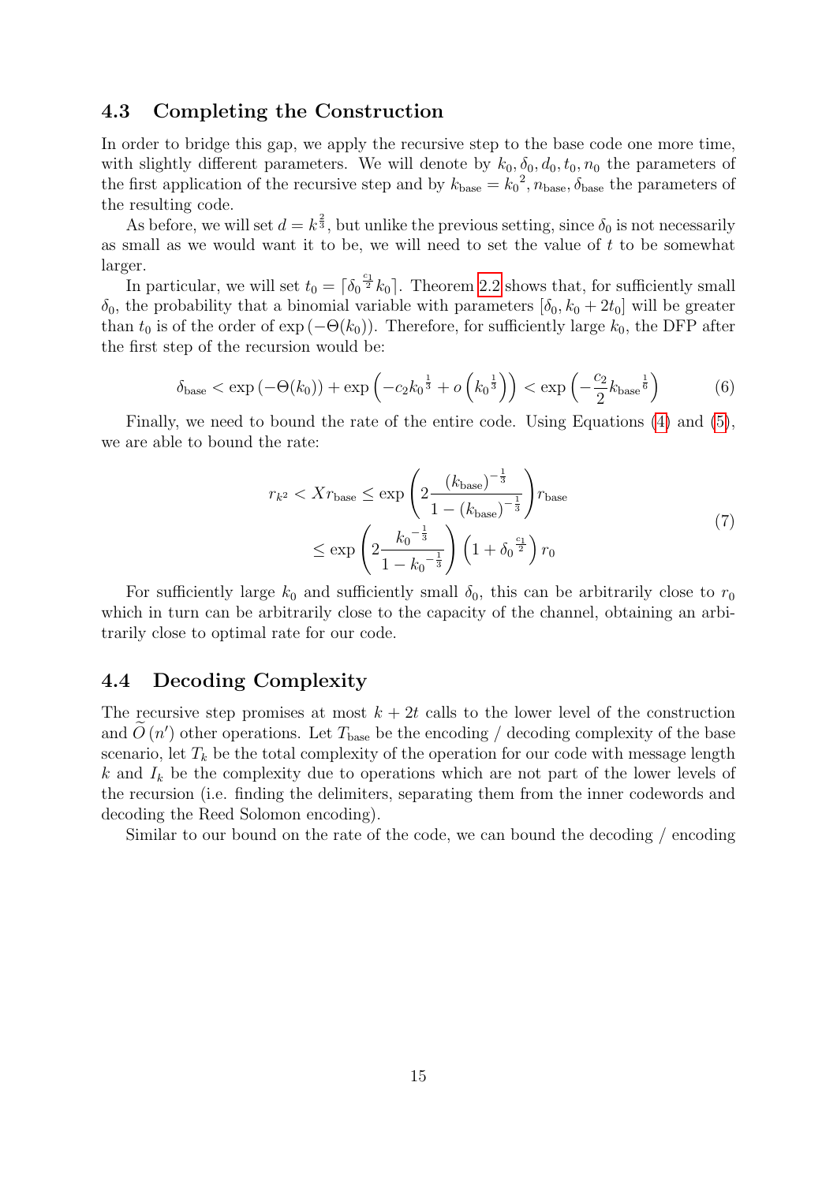### 4.3 Completing the Construction

In order to bridge this gap, we apply the recursive step to the base code one more time, with slightly different parameters. We will denote by $k_0, \delta_0, d_0, t_0, n_0$ the parameters of the first application of the recursive step and by $k_{\text{base}} = {k_0}^2, n_{\text{base}}, \delta_{\text{base}}$ the parameters of the resulting code.

As before, we will set $d = k^{\frac{2}{3}}$, but unlike the previous setting, since $\delta_0$ is not necessarily as small as we would want it to be, we will need to set the value of $t$ to be somewhat larger.

In particular, we will set $t_0 = \lceil {\delta_0}^{\frac{c_1}{2}} k_0 \rceil$. Theorem 2.2 shows that, for sufficiently small $\delta_0$, the probability that a binomial variable with parameters $[\delta_0, k_0 + 2t_0]$ will be greater than $t_0$ is of the order of $\exp(-\Theta(k_0))$. Therefore, for sufficiently large $k_0$, the DFP after the first step of the recursion would be:

$$\delta_{\text{base}} < \exp(-\Theta(k_0)) + \exp\left(-c_2 {k_0}^{\frac{1}{3}} + o\left({k_0}^{\frac{1}{3}}\right)\right) < \exp\left(-\frac{c_2}{2} {k_{\text{base}}}^{\frac{1}{6}}\right) \tag{6}$$

Finally, we need to bound the rate of the entire code. Using Equations (4) and (5), we are able to bound the rate:

$$\begin{aligned} r_{k^2} < X r_{\text{base}} &\leq \exp\left(2 \frac{(k_{\text{base}})^{-\frac{1}{3}}}{1 - (k_{\text{base}})^{-\frac{1}{3}}}\right) r_{\text{base}} \\ &\leq \exp\left(2 \frac{{k_0}^{-\frac{1}{3}}}{1 - {k_0}^{-\frac{1}{3}}}\right) \left(1 + {\delta_0}^{\frac{c_1}{2}}\right) r_0 \end{aligned} \tag{7}$$

For sufficiently large $k_0$ and sufficiently small $\delta_0$, this can be arbitrarily close to $r_0$ which in turn can be arbitrarily close to the capacity of the channel, obtaining an arbitrarily close to optimal rate for our code.

### 4.4 Decoding Complexity

The recursive step promises at most $k + 2t$ calls to the lower level of the construction and $\widetilde{O}(n')$ other operations. Let $T_{\text{base}}$ be the encoding / decoding complexity of the base scenario, let $T_k$ be the total complexity of the operation for our code with message length $k$ and $I_k$ be the complexity due to operations which are not part of the lower levels of the recursion (i.e. finding the delimiters, separating them from the inner codewords and decoding the Reed Solomon encoding).

Similar to our bound on the rate of the code, we can bound the decoding / encoding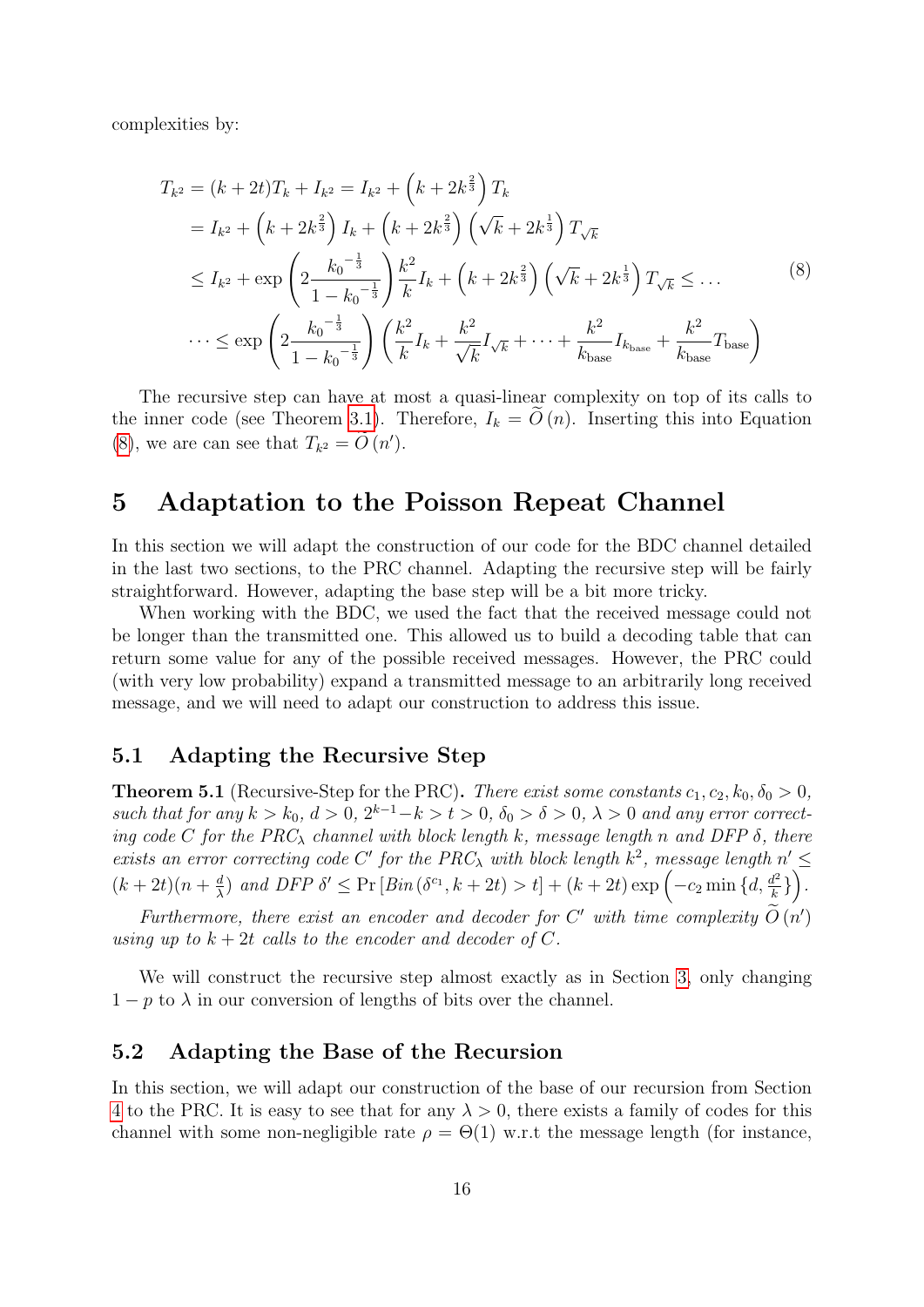complexities by:

$$
\begin{aligned}
T_{k^2} &= (k+2t)T_k + I_{k^2} = I_{k^2} + \left(k + 2k^{\frac{2}{3}}\right) T_k \\
&= I_{k^2} + \left(k + 2k^{\frac{2}{3}}\right) I_k + \left(k + 2k^{\frac{2}{3}}\right)\left(\sqrt{k} + 2k^{\frac{1}{3}}\right) T_{\sqrt{k}} \\
&\leq I_{k^2} + \exp\left(2\frac{{k_0}^{-\frac{1}{3}}}{1-{k_0}^{-\frac{1}{3}}}\right)\frac{k^2}{k} I_k + \left(k + 2k^{\frac{2}{3}}\right)\left(\sqrt{k} + 2k^{\frac{1}{3}}\right) T_{\sqrt{k}} \leq \dots \\
&\dots \leq \exp\left(2\frac{{k_0}^{-\frac{1}{3}}}{1-{k_0}^{-\frac{1}{3}}}\right)\left(\frac{k^2}{k} I_k + \frac{k^2}{\sqrt{k}} I_{\sqrt{k}} + \dots + \frac{k^2}{k_{\text{base}}} I_{k_{\text{base}}} + \frac{k^2}{k_{\text{base}}} T_{\text{base}}\right)
\end{aligned} \tag{8}
$$

The recursive step can have at most a quasi-linear complexity on top of its calls to the inner code (see Theorem 3.1). Therefore, $I_k = \widetilde{O}\left(n\right)$. Inserting this into Equation (8), we are can see that $T_{k^2} = \widetilde{O}\left(n'\right)$.

# 5 Adaptation to the Poisson Repeat Channel

In this section we will adapt the construction of our code for the BDC channel detailed in the last two sections, to the PRC channel. Adapting the recursive step will be fairly straightforward. However, adapting the base step will be a bit more tricky.

When working with the BDC, we used the fact that the received message could not be longer than the transmitted one. This allowed us to build a decoding table that can return some value for any of the possible received messages. However, the PRC could (with very low probability) expand a transmitted message to an arbitrarily long received message, and we will need to adapt our construction to address this issue.

## 5.1 Adapting the Recursive Step

**Theorem 5.1** (Recursive-Step for the PRC)**.** *There exist some constants $c_1, c_2, k_0, \delta_0 > 0$, such that for any $k > k_0$, $d > 0$, $2^{k-1} - k > t > 0$, $\delta_0 > \delta > 0$, $\lambda > 0$ and any error correcting code $C$ for the $PRC_\lambda$ channel with block length $k$, message length $n$ and DFP $\delta$, there exists an error correcting code $C'$ for the $PRC_\lambda$ with block length $k^2$, message length $n' \leq (k+2t)(n + \frac{d}{\lambda})$ and DFP $\delta' \leq \Pr\left[Bin\left(\delta^{c_1}, k+2t\right) > t\right] + (k+2t)\exp\left(-c_2 \min\left\{d, \frac{d^2}{k}\right\}\right)$.*

*Furthermore, there exist an encoder and decoder for $C'$ with time complexity $\widetilde{O}\left(n'\right)$ using up to $k+2t$ calls to the encoder and decoder of $C$.*

We will construct the recursive step almost exactly as in Section 3, only changing $1-p$ to $\lambda$ in our conversion of lengths of bits over the channel.

## 5.2 Adapting the Base of the Recursion

In this section, we will adapt our construction of the base of our recursion from Section 4 to the PRC. It is easy to see that for any $\lambda > 0$, there exists a family of codes for this channel with some non-negligible rate $\rho = \Theta(1)$ w.r.t the message length (for instance,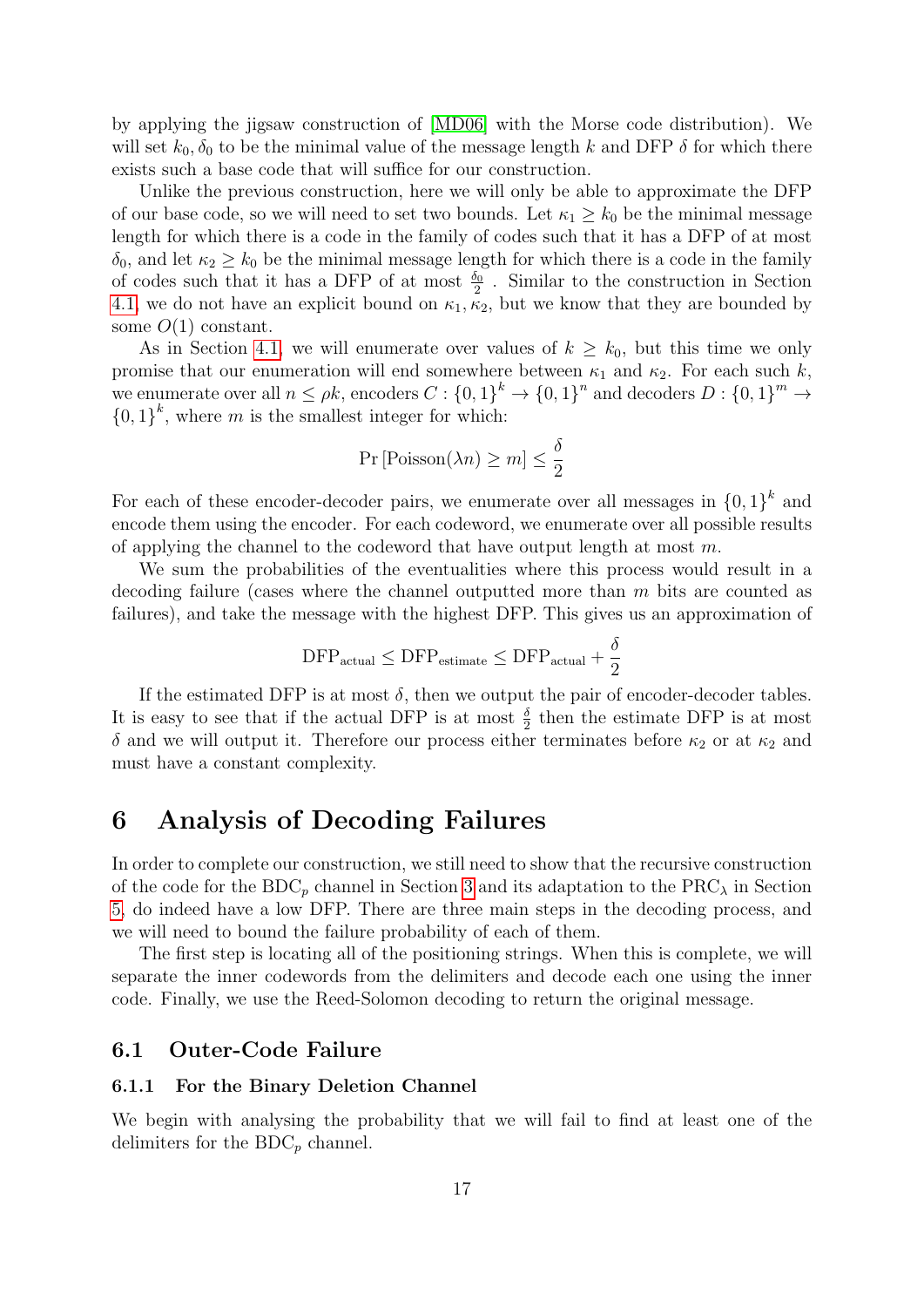by applying the jigsaw construction of [MD06] with the Morse code distribution). We will set $k_0, \delta_0$ to be the minimal value of the message length $k$ and DFP $\delta$ for which there exists such a base code that will suffice for our construction.

Unlike the previous construction, here we will only be able to approximate the DFP of our base code, so we will need to set two bounds. Let $\kappa_1 \geq k_0$ be the minimal message length for which there is a code in the family of codes such that it has a DFP of at most $\delta_0$, and let $\kappa_2 \geq k_0$ be the minimal message length for which there is a code in the family of codes such that it has a DFP of at most $\frac{\delta_0}{2}$ . Similar to the construction in Section 4.1, we do not have an explicit bound on $\kappa_1, \kappa_2$, but we know that they are bounded by some $O(1)$ constant.

As in Section 4.1, we will enumerate over values of $k \geq k_0$, but this time we only promise that our enumeration will end somewhere between $\kappa_1$ and $\kappa_2$. For each such $k$, we enumerate over all $n \leq \rho k$, encoders $C : \{0,1\}^k \to \{0,1\}^n$ and decoders $D : \{0,1\}^m \to \{0,1\}^k$, where $m$ is the smallest integer for which:

$$\Pr\left[\text{Poisson}(\lambda n) \geq m\right] \leq \frac{\delta}{2}$$

For each of these encoder-decoder pairs, we enumerate over all messages in $\{0,1\}^k$ and encode them using the encoder. For each codeword, we enumerate over all possible results of applying the channel to the codeword that have output length at most $m$.

We sum the probabilities of the eventualities where this process would result in a decoding failure (cases where the channel outputted more than $m$ bits are counted as failures), and take the message with the highest DFP. This gives us an approximation of

$$\text{DFP}_{\text{actual}} \leq \text{DFP}_{\text{estimate}} \leq \text{DFP}_{\text{actual}} + \frac{\delta}{2}$$

If the estimated DFP is at most $\delta$, then we output the pair of encoder-decoder tables. It is easy to see that if the actual DFP is at most $\frac{\delta}{2}$ then the estimate DFP is at most $\delta$ and we will output it. Therefore our process either terminates before $\kappa_2$ or at $\kappa_2$ and must have a constant complexity.

# 6 Analysis of Decoding Failures

In order to complete our construction, we still need to show that the recursive construction of the code for the $\text{BDC}_p$ channel in Section 3 and its adaptation to the $\text{PRC}_\lambda$ in Section 5, do indeed have a low DFP. There are three main steps in the decoding process, and we will need to bound the failure probability of each of them.

The first step is locating all of the positioning strings. When this is complete, we will separate the inner codewords from the delimiters and decode each one using the inner code. Finally, we use the Reed-Solomon decoding to return the original message.

## 6.1 Outer-Code Failure

### 6.1.1 For the Binary Deletion Channel

We begin with analysing the probability that we will fail to find at least one of the delimiters for the $\text{BDC}_p$ channel.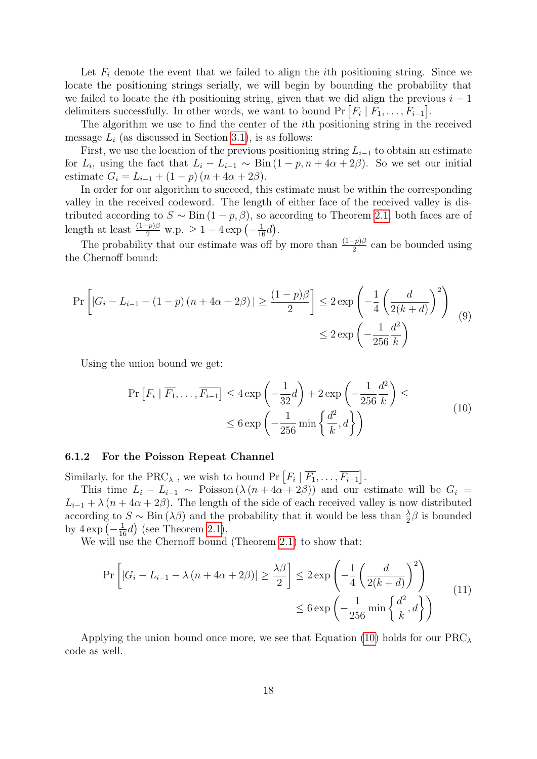Let $F_i$ denote the event that we failed to align the $i$th positioning string. Since we locate the positioning strings serially, we will begin by bounding the probability that we failed to locate the $i$th positioning string, given that we did align the previous $i-1$ delimiters successfully. In other words, we want to bound $\Pr\left[F_i \mid \overline{F_1}, \ldots, \overline{F_{i-1}}\right]$.

The algorithm we use to find the center of the $i$th positioning string in the received message $L_i$ (as discussed in Section 3.1), is as follows:

First, we use the location of the previous positioning string $L_{i-1}$ to obtain an estimate for $L_i$, using the fact that $L_i - L_{i-1} \sim \text{Bin}\left(1-p, n+4\alpha+2\beta\right)$. So we set our initial estimate $G_i = L_{i-1} + \left(1-p\right)\left(n+4\alpha+2\beta\right)$.

In order for our algorithm to succeed, this estimate must be within the corresponding valley in the received codeword. The length of either face of the received valley is distributed according to $S \sim \text{Bin}\left(1-p, \beta\right)$, so according to Theorem 2.1, both faces are of length at least $\frac{(1-p)\beta}{2}$ w.p. $\geq 1 - 4\exp\left(-\frac{1}{16}d\right)$.

The probability that our estimate was off by more than $\frac{(1-p)\beta}{2}$ can be bounded using the Chernoff bound:

$$
\begin{aligned}
\Pr\left[\left|G_i - L_{i-1} - \left(1-p\right)\left(n+4\alpha+2\beta\right)\right| \geq \frac{(1-p)\beta}{2}\right] &\leq 2\exp\left(-\frac{1}{4}\left(\frac{d}{2(k+d)}\right)^2\right) \\
&\leq 2\exp\left(-\frac{1}{256}\frac{d^2}{k}\right)
\end{aligned}
\tag{9}
$$

Using the union bound we get:

$$
\begin{aligned}
\Pr\left[F_i \mid \overline{F_1}, \ldots, \overline{F_{i-1}}\right] &\leq 4\exp\left(-\frac{1}{32}d\right) + 2\exp\left(-\frac{1}{256}\frac{d^2}{k}\right) \leq \\
&\leq 6\exp\left(-\frac{1}{256}\min\left\{\frac{d^2}{k}, d\right\}\right)
\end{aligned}
\tag{10}
$$

### 6.1.2 For the Poisson Repeat Channel

Similarly, for the $\text{PRC}_\lambda$ , we wish to bound $\Pr\left[F_i \mid \overline{F_1}, \ldots, \overline{F_{i-1}}\right]$.

This time $L_i - L_{i-1} \sim \text{Poisson}\left(\lambda\left(n+4\alpha+2\beta\right)\right)$ and our estimate will be $G_i = L_{i-1} + \lambda\left(n+4\alpha+2\beta\right)$. The length of the side of each received valley is now distributed according to $S \sim \text{Bin}\left(\lambda\beta\right)$ and the probability that it would be less than $\frac{\lambda}{2}\beta$ is bounded by $4\exp\left(-\frac{1}{16}d\right)$ (see Theorem 2.1).

We will use the Chernoff bound (Theorem 2.1) to show that:

$$
\begin{aligned}
\Pr\left[\left|G_i - L_{i-1} - \lambda\left(n+4\alpha+2\beta\right)\right| \geq \frac{\lambda\beta}{2}\right] &\leq 2\exp\left(-\frac{1}{4}\left(\frac{d}{2(k+d)}\right)^2\right) \\
&\leq 6\exp\left(-\frac{1}{256}\min\left\{\frac{d^2}{k}, d\right\}\right)
\end{aligned}
\tag{11}
$$

Applying the union bound once more, we see that Equation (10) holds for our $\text{PRC}_\lambda$ code as well.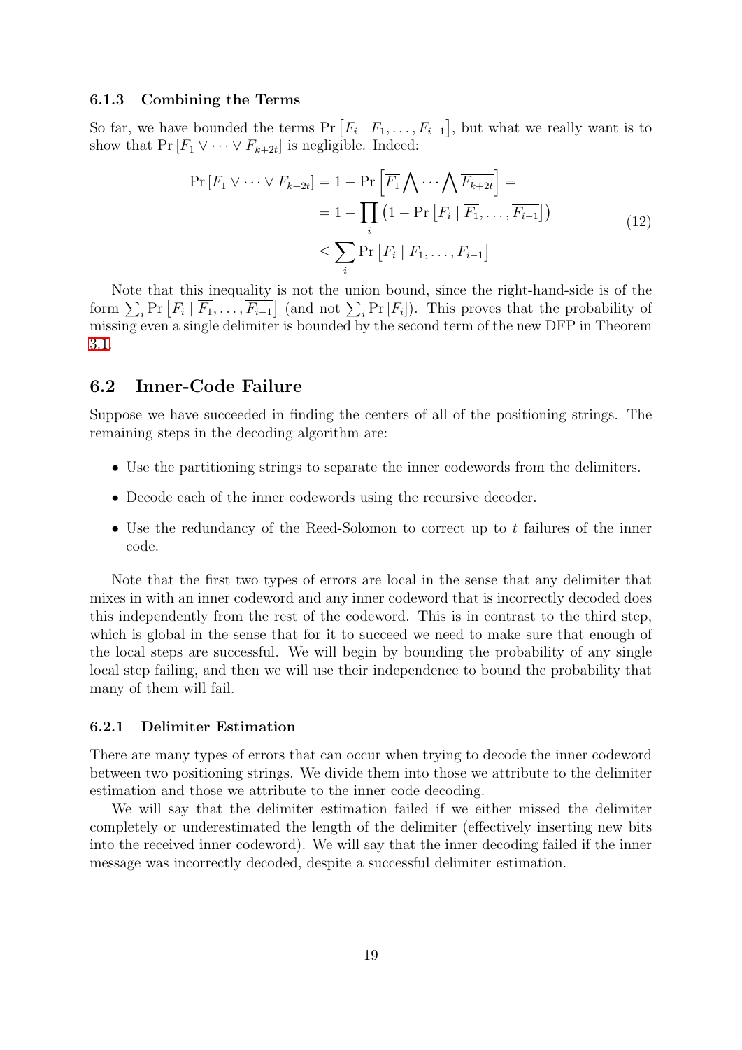### 6.1.3 Combining the Terms

So far, we have bounded the terms $\Pr\left[F_i \mid \overline{F_1}, \ldots, \overline{F_{i-1}}\right]$, but what we really want is to show that $\Pr\left[F_1 \vee \cdots \vee F_{k+2t}\right]$ is negligible. Indeed:

$$
\begin{aligned}
\Pr\left[F_1 \vee \cdots \vee F_{k+2t}\right] &= 1 - \Pr\left[\overline{F_1} \bigwedge \cdots \bigwedge \overline{F_{k+2t}}\right] = \\
&= 1 - \prod_i \left(1 - \Pr\left[F_i \mid \overline{F_1}, \ldots, \overline{F_{i-1}}\right]\right) \\
&\leq \sum_i \Pr\left[F_i \mid \overline{F_1}, \ldots, \overline{F_{i-1}}\right]
\end{aligned}
\tag{12}
$$

Note that this inequality is not the union bound, since the right-hand-side is of the form $\sum_i \Pr\left[F_i \mid \overline{F_1}, \ldots, \overline{F_{i-1}}\right]$ (and not $\sum_i \Pr\left[F_i\right]$). This proves that the probability of missing even a single delimiter is bounded by the second term of the new DFP in Theorem 3.1.

## 6.2 Inner-Code Failure

Suppose we have succeeded in finding the centers of all of the positioning strings. The remaining steps in the decoding algorithm are:

- Use the partitioning strings to separate the inner codewords from the delimiters.
- Decode each of the inner codewords using the recursive decoder.
- Use the redundancy of the Reed-Solomon to correct up to $t$ failures of the inner code.

Note that the first two types of errors are local in the sense that any delimiter that mixes in with an inner codeword and any inner codeword that is incorrectly decoded does this independently from the rest of the codeword. This is in contrast to the third step, which is global in the sense that for it to succeed we need to make sure that enough of the local steps are successful. We will begin by bounding the probability of any single local step failing, and then we will use their independence to bound the probability that many of them will fail.

### 6.2.1 Delimiter Estimation

There are many types of errors that can occur when trying to decode the inner codeword between two positioning strings. We divide them into those we attribute to the delimiter estimation and those we attribute to the inner code decoding.

We will say that the delimiter estimation failed if we either missed the delimiter completely or underestimated the length of the delimiter (effectively inserting new bits into the received inner codeword). We will say that the inner decoding failed if the inner message was incorrectly decoded, despite a successful delimiter estimation.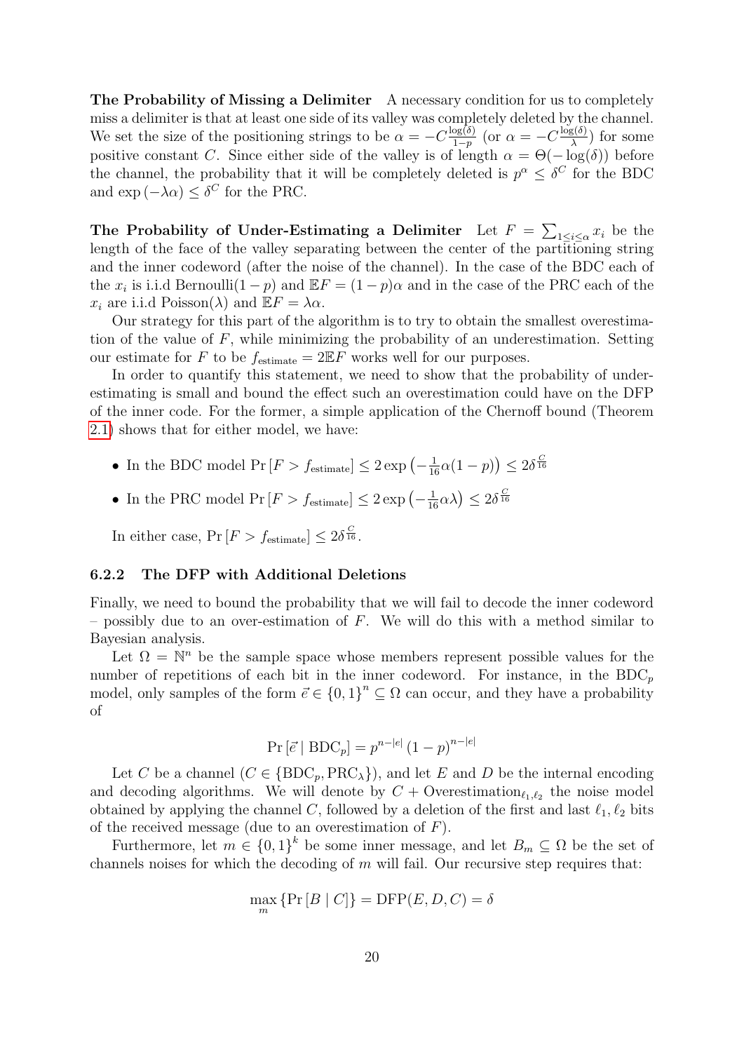**The Probability of Missing a Delimiter** A necessary condition for us to completely miss a delimiter is that at least one side of its valley was completely deleted by the channel. We set the size of the positioning strings to be $\alpha = -C\frac{\log(\delta)}{1-p}$ (or $\alpha = -C\frac{\log(\delta)}{\lambda}$) for some positive constant $C$. Since either side of the valley is of length $\alpha = \Theta(-\log(\delta))$ before the channel, the probability that it will be completely deleted is $p^\alpha \leq \delta^C$ for the BDC and $\exp(-\lambda\alpha) \leq \delta^C$ for the PRC.

**The Probability of Under-Estimating a Delimiter** Let $F = \sum_{1 \leq i \leq \alpha} x_i$ be the length of the face of the valley separating between the center of the partitioning string and the inner codeword (after the noise of the channel). In the case of the BDC each of the $x_i$ is i.i.d Bernoulli$(1-p)$ and $\mathbb{E}F = (1-p)\alpha$ and in the case of the PRC each of the $x_i$ are i.i.d Poisson$(\lambda)$ and $\mathbb{E}F = \lambda\alpha$.

Our strategy for this part of the algorithm is to try to obtain the smallest overestimation of the value of $F$, while minimizing the probability of an underestimation. Setting our estimate for $F$ to be $f_{\text{estimate}} = 2\mathbb{E}F$ works well for our purposes.

In order to quantify this statement, we need to show that the probability of under-estimating is small and bound the effect such an overestimation could have on the DFP of the inner code. For the former, a simple application of the Chernoff bound (Theorem 2.1) shows that for either model, we have:

- In the BDC model $\Pr[F > f_{\text{estimate}}] \leq 2\exp\left(-\frac{1}{16}\alpha(1-p)\right) \leq 2\delta^{\frac{C}{16}}$
- In the PRC model $\Pr[F > f_{\text{estimate}}] \leq 2\exp\left(-\frac{1}{16}\alpha\lambda\right) \leq 2\delta^{\frac{C}{16}}$

In either case, $\Pr[F > f_{\text{estimate}}] \leq 2\delta^{\frac{C}{16}}$.

### 6.2.2 The DFP with Additional Deletions

Finally, we need to bound the probability that we will fail to decode the inner codeword – possibly due to an over-estimation of $F$. We will do this with a method similar to Bayesian analysis.

Let $\Omega = \mathbb{N}^n$ be the sample space whose members represent possible values for the number of repetitions of each bit in the inner codeword. For instance, in the $\text{BDC}_p$ model, only samples of the form $\vec{e} \in \{0,1\}^n \subseteq \Omega$ can occur, and they have a probability of

$$\Pr[\vec{e} \mid \text{BDC}_p] = p^{n-|e|}(1-p)^{n-|e|}$$

Let $C$ be a channel ($C \in \{\text{BDC}_p, \text{PRC}_\lambda\}$), and let $E$ and $D$ be the internal encoding and decoding algorithms. We will denote by $C + \text{Overestimation}_{\ell_1,\ell_2}$ the noise model obtained by applying the channel $C$, followed by a deletion of the first and last $\ell_1, \ell_2$ bits of the received message (due to an overestimation of $F$).

Furthermore, let $m \in \{0,1\}^k$ be some inner message, and let $B_m \subseteq \Omega$ be the set of channels noises for which the decoding of $m$ will fail. Our recursive step requires that:

$$\max_m \{\Pr[B \mid C]\} = \text{DFP}(E, D, C) = \delta$$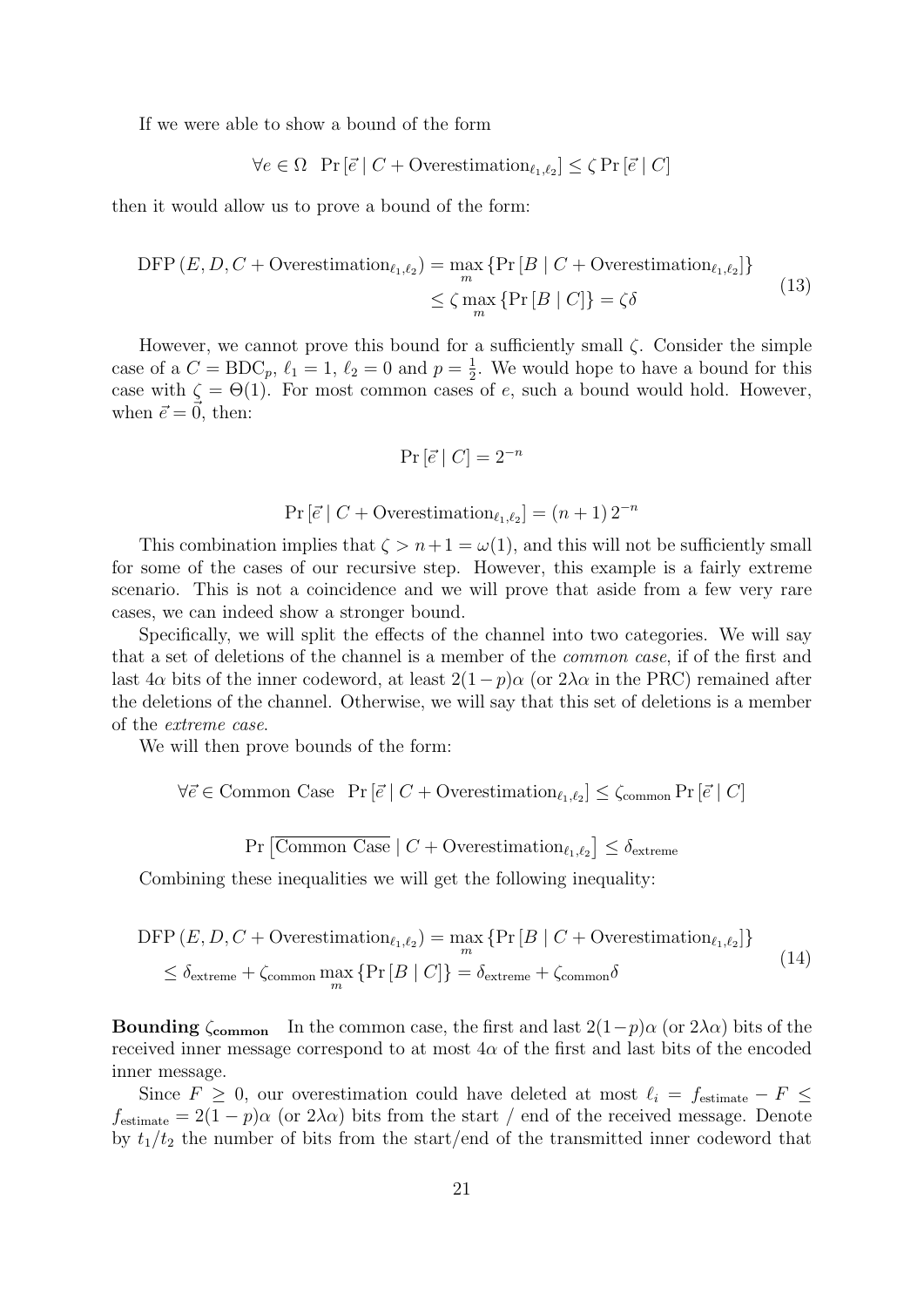If we were able to show a bound of the form

$$\forall e \in \Omega \quad \Pr\left[\vec{e} \mid C + \text{Overestimation}_{\ell_1,\ell_2}\right] \leq \zeta \Pr\left[\vec{e} \mid C\right]$$

then it would allow us to prove a bound of the form:

$$\begin{aligned}\text{DFP}\left(E, D, C + \text{Overestimation}_{\ell_1,\ell_2}\right) &= \max_m \left\{\Pr\left[B \mid C + \text{Overestimation}_{\ell_1,\ell_2}\right]\right\} \\ &\leq \zeta \max_m \left\{\Pr\left[B \mid C\right]\right\} = \zeta\delta\end{aligned} \tag{13}$$

However, we cannot prove this bound for a sufficiently small $\zeta$. Consider the simple case of a $C = \text{BDC}_p$, $\ell_1 = 1$, $\ell_2 = 0$ and $p = \frac{1}{2}$. We would hope to have a bound for this case with $\zeta = \Theta(1)$. For most common cases of $e$, such a bound would hold. However, when $\vec{e} = \vec{0}$, then:

$$\Pr\left[\vec{e} \mid C\right] = 2^{-n}$$

$$\Pr\left[\vec{e} \mid C + \text{Overestimation}_{\ell_1,\ell_2}\right] = (n+1)\, 2^{-n}$$

This combination implies that $\zeta > n+1 = \omega(1)$, and this will not be sufficiently small for some of the cases of our recursive step. However, this example is a fairly extreme scenario. This is not a coincidence and we will prove that aside from a few very rare cases, we can indeed show a stronger bound.

Specifically, we will split the effects of the channel into two categories. We will say that a set of deletions of the channel is a member of the *common case*, if of the first and last $4\alpha$ bits of the inner codeword, at least $2(1-p)\alpha$ (or $2\lambda\alpha$ in the PRC) remained after the deletions of the channel. Otherwise, we will say that this set of deletions is a member of the *extreme case*.

We will then prove bounds of the form:

$$\forall \vec{e} \in \text{Common Case} \quad \Pr\left[\vec{e} \mid C + \text{Overestimation}_{\ell_1,\ell_2}\right] \leq \zeta_{\text{common}} \Pr\left[\vec{e} \mid C\right]$$

$$\Pr\left[\overline{\text{Common Case}} \mid C + \text{Overestimation}_{\ell_1,\ell_2}\right] \leq \delta_{\text{extreme}}$$

Combining these inequalities we will get the following inequality:

$$\begin{aligned}&\text{DFP}\left(E, D, C + \text{Overestimation}_{\ell_1,\ell_2}\right) = \max_m \left\{\Pr\left[B \mid C + \text{Overestimation}_{\ell_1,\ell_2}\right]\right\} \\ &\leq \delta_{\text{extreme}} + \zeta_{\text{common}} \max_m \left\{\Pr\left[B \mid C\right]\right\} = \delta_{\text{extreme}} + \zeta_{\text{common}}\delta\end{aligned} \tag{14}$$

**Bounding $\zeta_{\text{common}}$** In the common case, the first and last $2(1-p)\alpha$ (or $2\lambda\alpha$) bits of the received inner message correspond to at most $4\alpha$ of the first and last bits of the encoded inner message.

Since $F \geq 0$, our overestimation could have deleted at most $\ell_i = f_{\text{estimate}} - F \leq f_{\text{estimate}} = 2(1-p)\alpha$ (or $2\lambda\alpha$) bits from the start / end of the received message. Denote by $t_1/t_2$ the number of bits from the start/end of the transmitted inner codeword that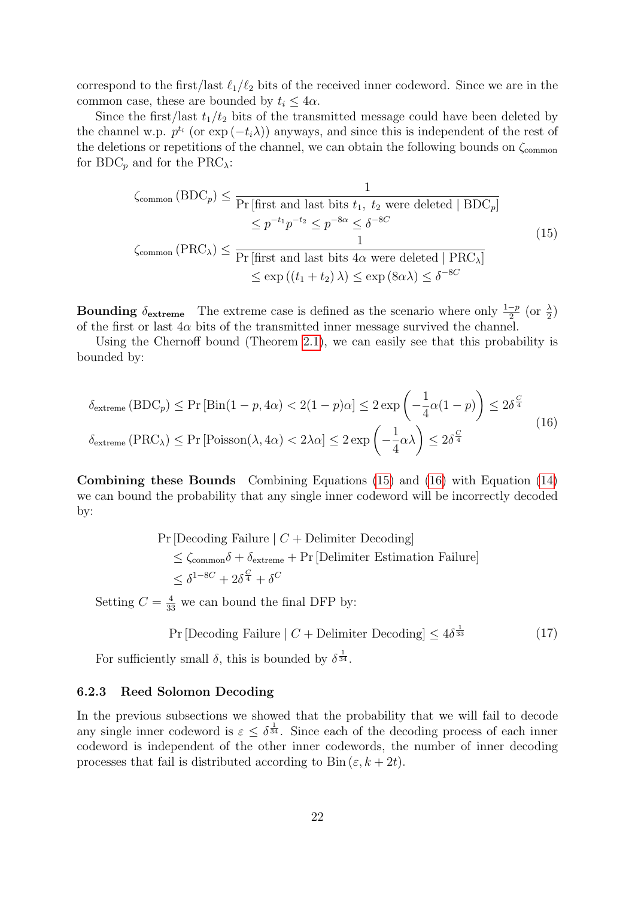correspond to the first/last $\ell_1/\ell_2$ bits of the received inner codeword. Since we are in the common case, these are bounded by $t_i \le 4\alpha$.

Since the first/last $t_1/t_2$ bits of the transmitted message could have been deleted by the channel w.p. $p^{t_i}$ (or $\exp(-t_i\lambda)$) anyways, and since this is independent of the rest of the deletions or repetitions of the channel, we can obtain the following bounds on $\zeta_{\text{common}}$ for $\text{BDC}_p$ and for the $\text{PRC}_\lambda$:

$$
\begin{aligned}
\zeta_{\text{common}}(\text{BDC}_p) &\le \frac{1}{\Pr[\text{first and last bits } t_1,\ t_2 \text{ were deleted} \mid \text{BDC}_p]} \\
&\le p^{-t_1}p^{-t_2} \le p^{-8\alpha} \le \delta^{-8C} \\
\zeta_{\text{common}}(\text{PRC}_\lambda) &\le \frac{1}{\Pr[\text{first and last bits } 4\alpha \text{ were deleted} \mid \text{PRC}_\lambda]} \\
&\le \exp((t_1+t_2)\lambda) \le \exp(8\alpha\lambda) \le \delta^{-8C}
\end{aligned}
\tag{15}
$$

**Bounding $\delta_{\text{extreme}}$** The extreme case is defined as the scenario where only $\frac{1-p}{2}$ (or $\frac{\lambda}{2}$) of the first or last $4\alpha$ bits of the transmitted inner message survived the channel.

Using the Chernoff bound (Theorem 2.1), we can easily see that this probability is bounded by:

$$
\begin{aligned}
\delta_{\text{extreme}}(\text{BDC}_p) &\le \Pr[\text{Bin}(1-p, 4\alpha) < 2(1-p)\alpha] \le 2\exp\left(-\frac{1}{4}\alpha(1-p)\right) \le 2\delta^{\frac{C}{4}} \\
\delta_{\text{extreme}}(\text{PRC}_\lambda) &\le \Pr[\text{Poisson}(\lambda, 4\alpha) < 2\lambda\alpha] \le 2\exp\left(-\frac{1}{4}\alpha\lambda\right) \le 2\delta^{\frac{C}{4}}
\end{aligned}
\tag{16}
$$

**Combining these Bounds** Combining Equations (15) and (16) with Equation (14) we can bound the probability that any single inner codeword will be incorrectly decoded by:

$$
\begin{aligned}
&\Pr[\text{Decoding Failure} \mid C + \text{Delimiter Decoding}] \\
&\le \zeta_{\text{common}}\delta + \delta_{\text{extreme}} + \Pr[\text{Delimiter Estimation Failure}] \\
&\le \delta^{1-8C} + 2\delta^{\frac{C}{4}} + \delta^{C}
\end{aligned}
$$

Setting $C = \frac{4}{33}$ we can bound the final DFP by:

$$
\Pr[\text{Decoding Failure} \mid C + \text{Delimiter Decoding}] \le 4\delta^{\frac{1}{33}} \tag{17}
$$

For sufficiently small $\delta$, this is bounded by $\delta^{\frac{1}{34}}$.

### 6.2.3 Reed Solomon Decoding

In the previous subsections we showed that the probability that we will fail to decode any single inner codeword is $\varepsilon \le \delta^{\frac{1}{34}}$. Since each of the decoding process of each inner codeword is independent of the other inner codewords, the number of inner decoding processes that fail is distributed according to $\text{Bin}(\varepsilon, k+2t)$.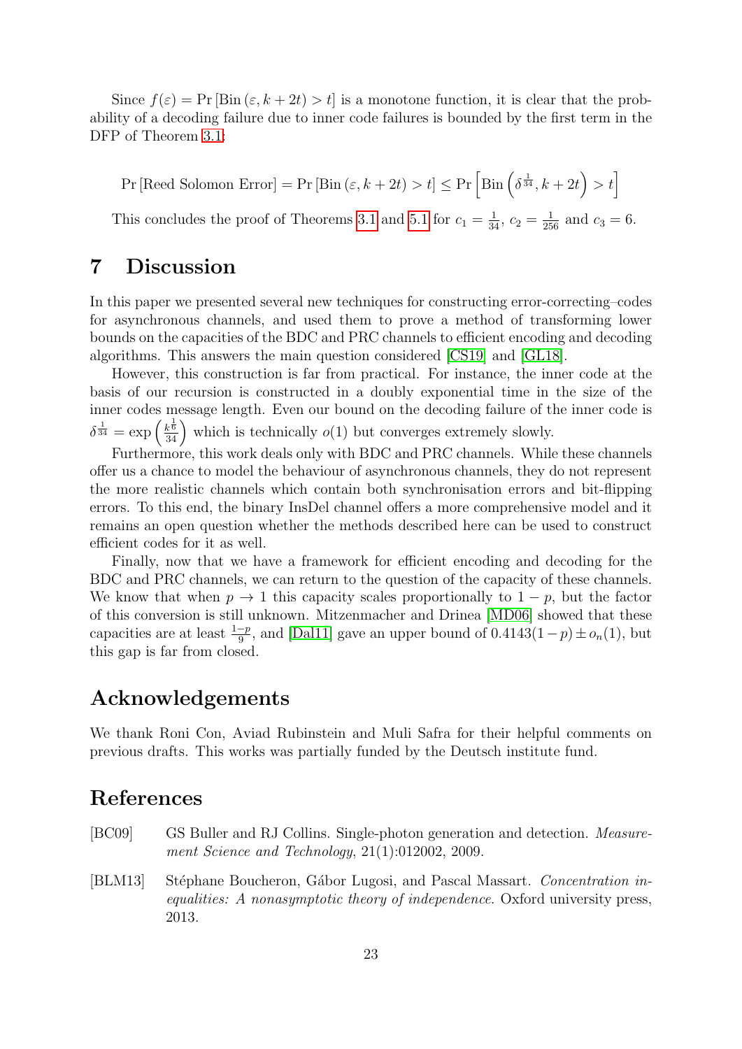Since $f(\varepsilon) = \Pr[\text{Bin}(\varepsilon, k+2t) > t]$ is a monotone function, it is clear that the probability of a decoding failure due to inner code failures is bounded by the first term in the DFP of Theorem 3.1:

$$\Pr[\text{Reed Solomon Error}] = \Pr[\text{Bin}(\varepsilon, k+2t) > t] \leq \Pr\left[\text{Bin}\left(\delta^{\frac{1}{34}}, k+2t\right) > t\right]$$

This concludes the proof of Theorems 3.1 and 5.1 for $c_1 = \frac{1}{34}$, $c_2 = \frac{1}{256}$ and $c_3 = 6$.

# 7 Discussion

In this paper we presented several new techniques for constructing error-correcting–codes for asynchronous channels, and used them to prove a method of transforming lower bounds on the capacities of the BDC and PRC channels to efficient encoding and decoding algorithms. This answers the main question considered [CS19] and [GL18].

However, this construction is far from practical. For instance, the inner code at the basis of our recursion is constructed in a doubly exponential time in the size of the inner codes message length. Even our bound on the decoding failure of the inner code is $\delta^{\frac{1}{34}} = \exp\left(\frac{k^{\frac{1}{6}}}{34}\right)$ which is technically $o(1)$ but converges extremely slowly.

Furthermore, this work deals only with BDC and PRC channels. While these channels offer us a chance to model the behaviour of asynchronous channels, they do not represent the more realistic channels which contain both synchronisation errors and bit-flipping errors. To this end, the binary InsDel channel offers a more comprehensive model and it remains an open question whether the methods described here can be used to construct efficient codes for it as well.

Finally, now that we have a framework for efficient encoding and decoding for the BDC and PRC channels, we can return to the question of the capacity of these channels. We know that when $p \to 1$ this capacity scales proportionally to $1-p$, but the factor of this conversion is still unknown. Mitzenmacher and Drinea [MD06] showed that these capacities are at least $\frac{1-p}{9}$, and [Dal11] gave an upper bound of $0.4143(1-p) \pm o_n(1)$, but this gap is far from closed.

# Acknowledgements

We thank Roni Con, Aviad Rubinstein and Muli Safra for their helpful comments on previous drafts. This works was partially funded by the Deutsch institute fund.

# References

[BC09] GS Buller and RJ Collins. Single-photon generation and detection. *Measurement Science and Technology*, 21(1):012002, 2009.

[BLM13] Stéphane Boucheron, Gábor Lugosi, and Pascal Massart. *Concentration inequalities: A nonasymptotic theory of independence*. Oxford university press, 2013.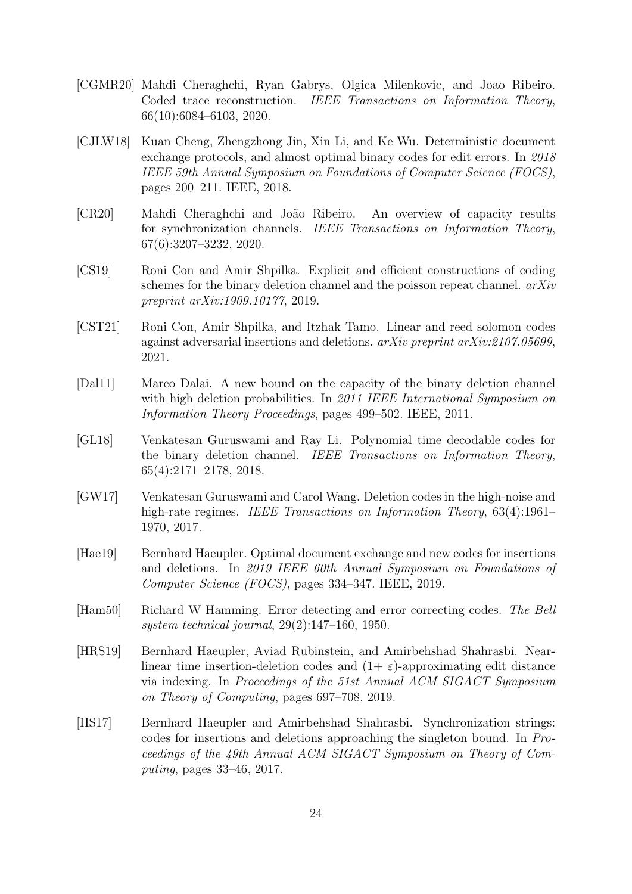[CGMR20] Mahdi Cheraghchi, Ryan Gabrys, Olgica Milenkovic, and Joao Ribeiro. Coded trace reconstruction. *IEEE Transactions on Information Theory*, 66(10):6084–6103, 2020.

[CJLW18] Kuan Cheng, Zhengzhong Jin, Xin Li, and Ke Wu. Deterministic document exchange protocols, and almost optimal binary codes for edit errors. In *2018 IEEE 59th Annual Symposium on Foundations of Computer Science (FOCS)*, pages 200–211. IEEE, 2018.

[CR20] Mahdi Cheraghchi and João Ribeiro. An overview of capacity results for synchronization channels. *IEEE Transactions on Information Theory*, 67(6):3207–3232, 2020.

[CS19] Roni Con and Amir Shpilka. Explicit and efficient constructions of coding schemes for the binary deletion channel and the poisson repeat channel. *arXiv preprint arXiv:1909.10177*, 2019.

[CST21] Roni Con, Amir Shpilka, and Itzhak Tamo. Linear and reed solomon codes against adversarial insertions and deletions. *arXiv preprint arXiv:2107.05699*, 2021.

[Dal11] Marco Dalai. A new bound on the capacity of the binary deletion channel with high deletion probabilities. In *2011 IEEE International Symposium on Information Theory Proceedings*, pages 499–502. IEEE, 2011.

[GL18] Venkatesan Guruswami and Ray Li. Polynomial time decodable codes for the binary deletion channel. *IEEE Transactions on Information Theory*, 65(4):2171–2178, 2018.

[GW17] Venkatesan Guruswami and Carol Wang. Deletion codes in the high-noise and high-rate regimes. *IEEE Transactions on Information Theory*, 63(4):1961–1970, 2017.

[Hae19] Bernhard Haeupler. Optimal document exchange and new codes for insertions and deletions. In *2019 IEEE 60th Annual Symposium on Foundations of Computer Science (FOCS)*, pages 334–347. IEEE, 2019.

[Ham50] Richard W Hamming. Error detecting and error correcting codes. *The Bell system technical journal*, 29(2):147–160, 1950.

[HRS19] Bernhard Haeupler, Aviad Rubinstein, and Amirbehshad Shahrasbi. Near-linear time insertion-deletion codes and $(1+\varepsilon)$-approximating edit distance via indexing. In *Proceedings of the 51st Annual ACM SIGACT Symposium on Theory of Computing*, pages 697–708, 2019.

[HS17] Bernhard Haeupler and Amirbehshad Shahrasbi. Synchronization strings: codes for insertions and deletions approaching the singleton bound. In *Proceedings of the 49th Annual ACM SIGACT Symposium on Theory of Computing*, pages 33–46, 2017.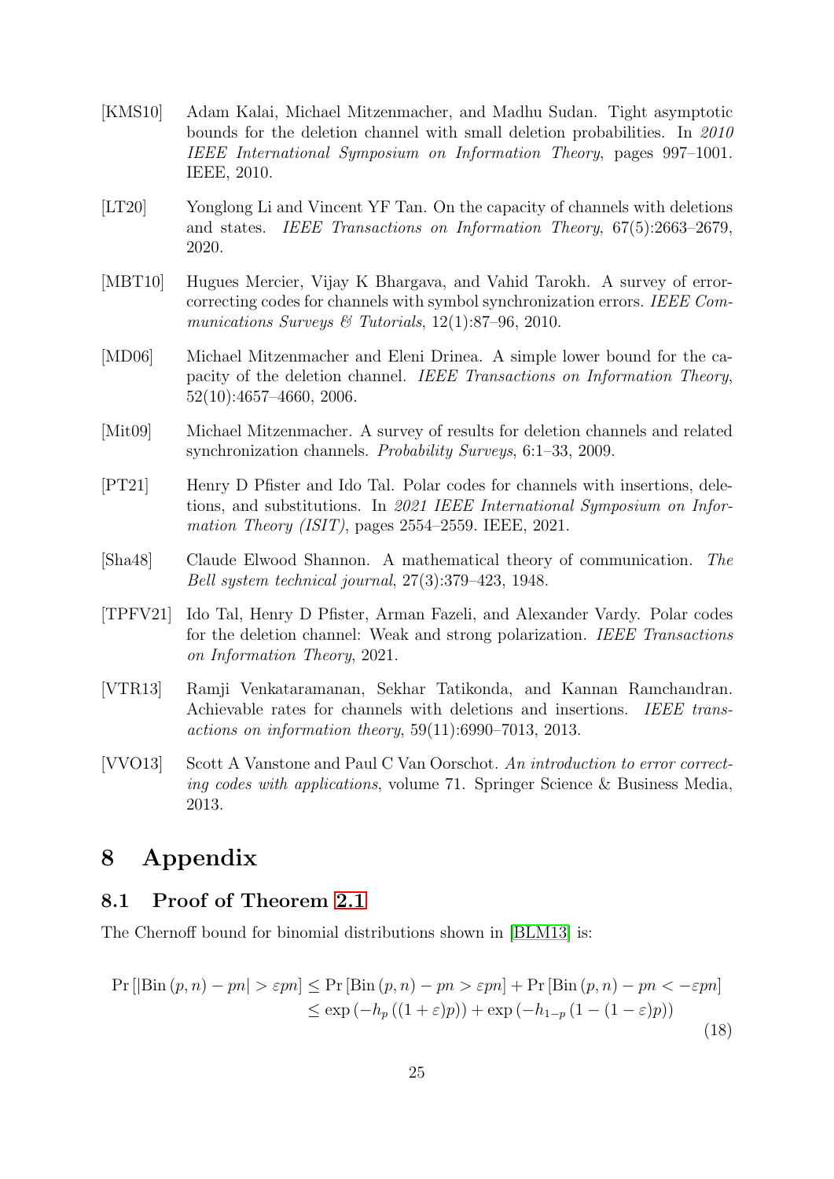[KMS10] Adam Kalai, Michael Mitzenmacher, and Madhu Sudan. Tight asymptotic bounds for the deletion channel with small deletion probabilities. In *2010 IEEE International Symposium on Information Theory*, pages 997–1001. IEEE, 2010.

[LT20] Yonglong Li and Vincent YF Tan. On the capacity of channels with deletions and states. *IEEE Transactions on Information Theory*, 67(5):2663–2679, 2020.

[MBT10] Hugues Mercier, Vijay K Bhargava, and Vahid Tarokh. A survey of error-correcting codes for channels with symbol synchronization errors. *IEEE Communications Surveys & Tutorials*, 12(1):87–96, 2010.

[MD06] Michael Mitzenmacher and Eleni Drinea. A simple lower bound for the capacity of the deletion channel. *IEEE Transactions on Information Theory*, 52(10):4657–4660, 2006.

[Mit09] Michael Mitzenmacher. A survey of results for deletion channels and related synchronization channels. *Probability Surveys*, 6:1–33, 2009.

[PT21] Henry D Pfister and Ido Tal. Polar codes for channels with insertions, deletions, and substitutions. In *2021 IEEE International Symposium on Information Theory (ISIT)*, pages 2554–2559. IEEE, 2021.

[Sha48] Claude Elwood Shannon. A mathematical theory of communication. *The Bell system technical journal*, 27(3):379–423, 1948.

[TPFV21] Ido Tal, Henry D Pfister, Arman Fazeli, and Alexander Vardy. Polar codes for the deletion channel: Weak and strong polarization. *IEEE Transactions on Information Theory*, 2021.

[VTR13] Ramji Venkataramanan, Sekhar Tatikonda, and Kannan Ramchandran. Achievable rates for channels with deletions and insertions. *IEEE transactions on information theory*, 59(11):6990–7013, 2013.

[VVO13] Scott A Vanstone and Paul C Van Oorschot. *An introduction to error correcting codes with applications*, volume 71. Springer Science & Business Media, 2013.

# 8 Appendix

## 8.1 Proof of Theorem 2.1

The Chernoff bound for binomial distributions shown in [BLM13] is:

$$
\begin{aligned}
\Pr\left[\left|\mathrm{Bin}\left(p,n\right)-pn\right|>\varepsilon pn\right] &\leq \Pr\left[\mathrm{Bin}\left(p,n\right)-pn>\varepsilon pn\right]+\Pr\left[\mathrm{Bin}\left(p,n\right)-pn<-\varepsilon pn\right] \\
&\leq \exp\left(-h_p\left((1+\varepsilon)p\right)\right)+\exp\left(-h_{1-p}\left(1-(1-\varepsilon)p\right)\right)
\end{aligned}
\tag{18}
$$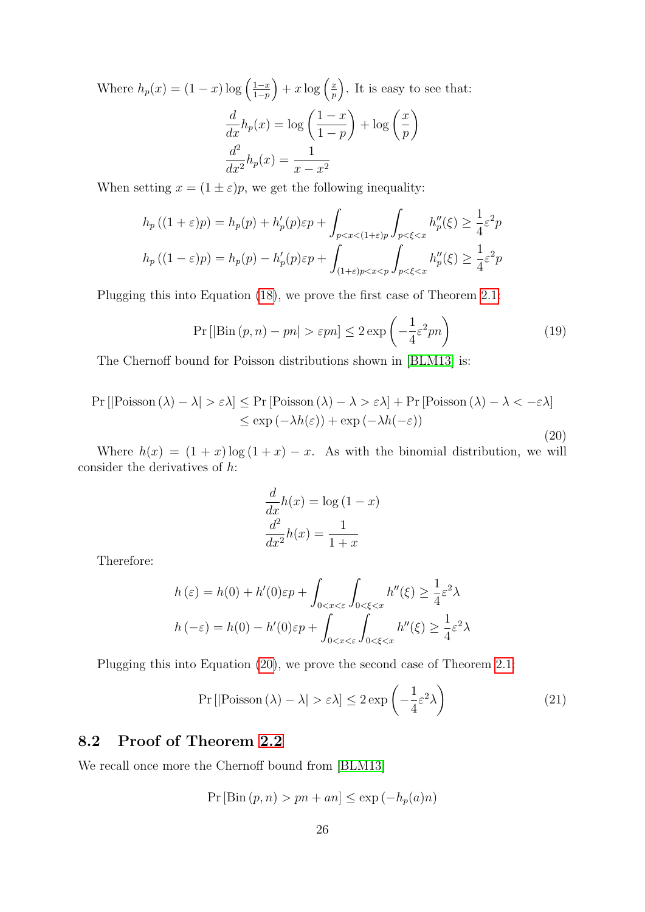Where $h_p(x) = (1-x)\log\left(\frac{1-x}{1-p}\right) + x\log\left(\frac{x}{p}\right)$. It is easy to see that:

$$\frac{d}{dx}h_p(x) = \log\left(\frac{1-x}{1-p}\right) + \log\left(\frac{x}{p}\right)$$
$$\frac{d^2}{dx^2}h_p(x) = \frac{1}{x-x^2}$$

When setting $x = (1 \pm \varepsilon)p$, we get the following inequality:

$$h_p\left((1+\varepsilon)p\right) = h_p(p) + h_p'(p)\varepsilon p + \int_{p<x<(1+\varepsilon)p}\int_{p<\xi<x} h_p''(\xi) \geq \frac{1}{4}\varepsilon^2 p$$
$$h_p\left((1-\varepsilon)p\right) = h_p(p) - h_p'(p)\varepsilon p + \int_{(1+\varepsilon)p<x<p}\int_{p<\xi<x} h_p''(\xi) \geq \frac{1}{4}\varepsilon^2 p$$

Plugging this into Equation (18), we prove the first case of Theorem 2.1:

$$\Pr\left[\left|\mathrm{Bin}\left(p,n\right) - pn\right| > \varepsilon pn\right] \leq 2\exp\left(-\frac{1}{4}\varepsilon^2 pn\right) \tag{19}$$

The Chernoff bound for Poisson distributions shown in [BLM13] is:

$$\begin{aligned}\Pr\left[\left|\mathrm{Poisson}\left(\lambda\right) - \lambda\right| > \varepsilon\lambda\right] &\leq \Pr\left[\mathrm{Poisson}\left(\lambda\right) - \lambda > \varepsilon\lambda\right] + \Pr\left[\mathrm{Poisson}\left(\lambda\right) - \lambda < -\varepsilon\lambda\right] \\ &\leq \exp\left(-\lambda h(\varepsilon)\right) + \exp\left(-\lambda h(-\varepsilon)\right)\end{aligned} \tag{20}$$

Where $h(x) = (1+x)\log(1+x) - x$. As with the binomial distribution, we will consider the derivatives of $h$:

$$\frac{d}{dx}h(x) = \log(1-x)$$
$$\frac{d^2}{dx^2}h(x) = \frac{1}{1+x}$$

Therefore:

$$h\left(\varepsilon\right) = h(0) + h'(0)\varepsilon p + \int_{0<x<\varepsilon}\int_{0<\xi<x} h''(\xi) \geq \frac{1}{4}\varepsilon^2\lambda$$
$$h\left(-\varepsilon\right) = h(0) - h'(0)\varepsilon p + \int_{0<x<\varepsilon}\int_{0<\xi<x} h''(\xi) \geq \frac{1}{4}\varepsilon^2\lambda$$

Plugging this into Equation (20), we prove the second case of Theorem 2.1:

$$\Pr\left[\left|\mathrm{Poisson}\left(\lambda\right) - \lambda\right| > \varepsilon\lambda\right] \leq 2\exp\left(-\frac{1}{4}\varepsilon^2\lambda\right) \tag{21}$$

## 8.2 Proof of Theorem 2.2

We recall once more the Chernoff bound from [BLM13]

$$\Pr\left[\mathrm{Bin}\left(p,n\right) > pn + an\right] \leq \exp\left(-h_p(a)n\right)$$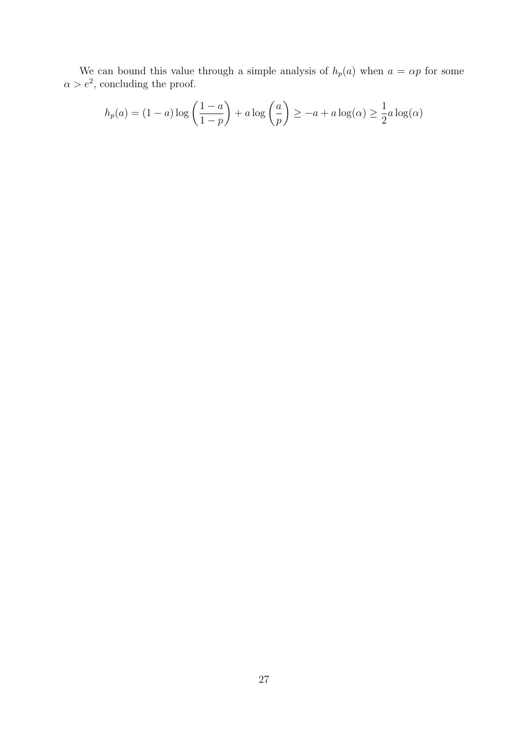We can bound this value through a simple analysis of $h_p(a)$ when $a = \alpha p$ for some $\alpha > e^2$, concluding the proof.

$$h_p(a) = (1-a)\log\left(\frac{1-a}{1-p}\right) + a\log\left(\frac{a}{p}\right) \geq -a + a\log(\alpha) \geq \frac{1}{2}a\log(\alpha)$$